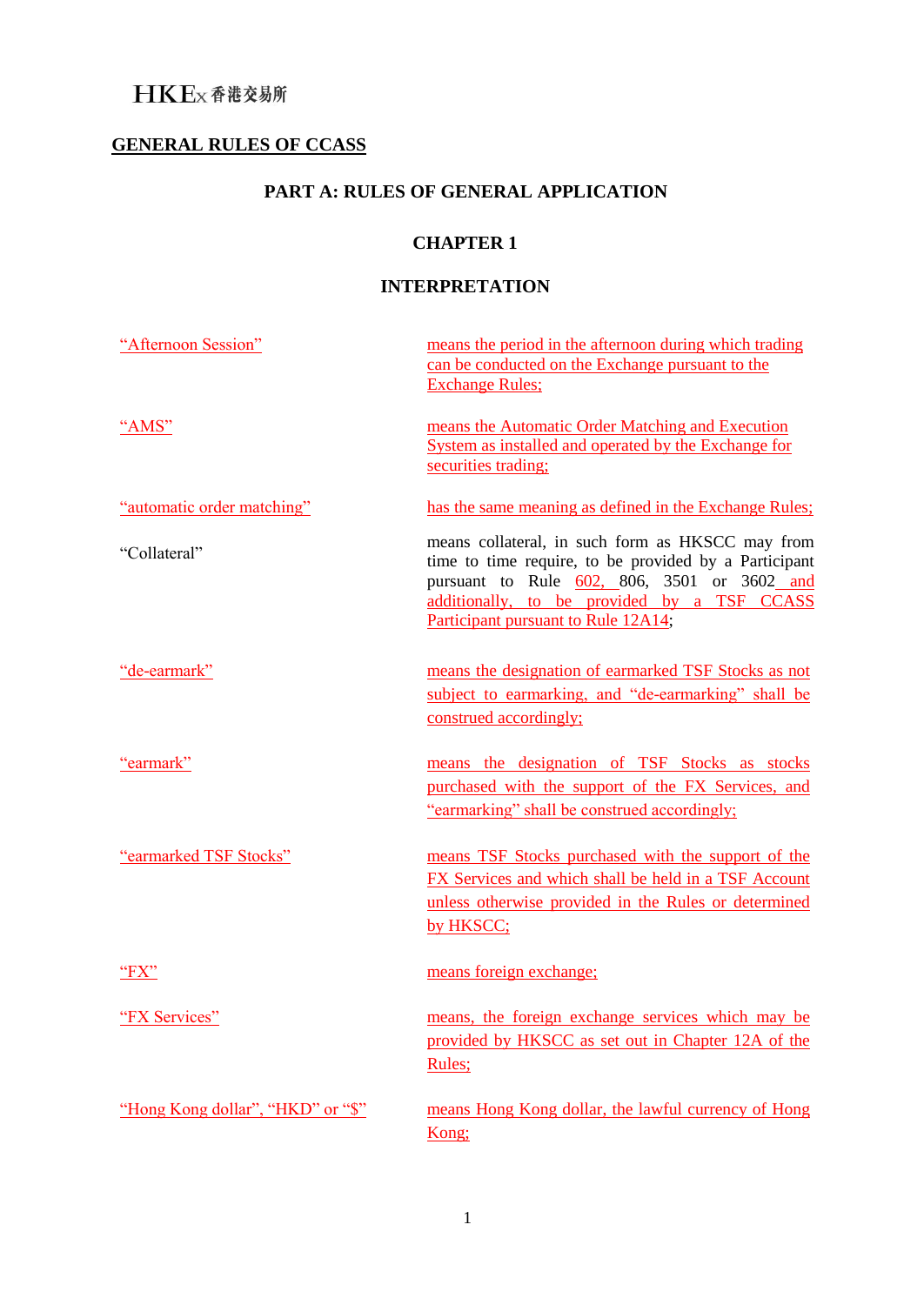HKEx 香港交易所

## GENERAL RULES OF CCASS

### PART A: RULES OF GENERAL APPLICATION

### CHAPTER 1

### INTERPRETATION

| | |
|---|---|
| "Afternoon Session" | means the period in the afternoon during which trading can be conducted on the Exchange pursuant to the Exchange Rules; |
| "AMS" | means the Automatic Order Matching and Execution System as installed and operated by the Exchange for securities trading; |
| "automatic order matching" | has the same meaning as defined in the Exchange Rules; |
| "Collateral" | means collateral, in such form as HKSCC may from time to time require, to be provided by a Participant pursuant to Rule 602, 806, 3501 or 3602 and additionally, to be provided by a TSF CCASS Participant pursuant to Rule 12A14; |
| "de-earmark" | means the designation of earmarked TSF Stocks as not subject to earmarking, and "de-earmarking" shall be construed accordingly; |
| "earmark" | means the designation of TSF Stocks as stocks purchased with the support of the FX Services, and "earmarking" shall be construed accordingly; |
| "earmarked TSF Stocks" | means TSF Stocks purchased with the support of the FX Services and which shall be held in a TSF Account unless otherwise provided in the Rules or determined by HKSCC; |
| "FX" | means foreign exchange; |
| "FX Services" | means, the foreign exchange services which may be provided by HKSCC as set out in Chapter 12A of the Rules; |
| "Hong Kong dollar", "HKD" or "$" | means Hong Kong dollar, the lawful currency of Hong Kong; |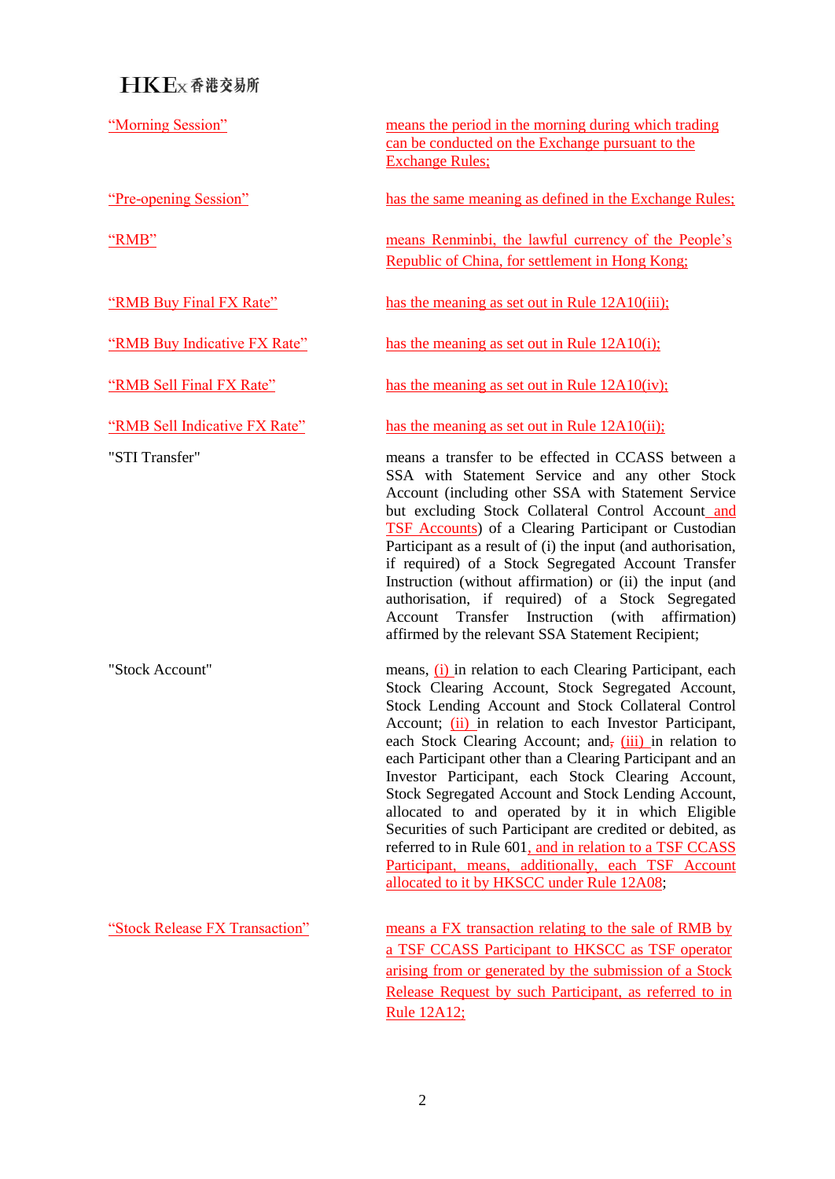| | |
|---|---|
| "Morning Session" | means the period in the morning during which trading can be conducted on the Exchange pursuant to the Exchange Rules; |
| "Pre-opening Session" | has the same meaning as defined in the Exchange Rules; |
| "RMB" | means Renminbi, the lawful currency of the People's Republic of China, for settlement in Hong Kong; |
| "RMB Buy Final FX Rate" | has the meaning as set out in Rule 12A10(iii); |
| "RMB Buy Indicative FX Rate" | has the meaning as set out in Rule 12A10(i); |
| "RMB Sell Final FX Rate" | has the meaning as set out in Rule 12A10(iv); |
| "RMB Sell Indicative FX Rate" | has the meaning as set out in Rule 12A10(ii); |
| "STI Transfer" | means a transfer to be effected in CCASS between a SSA with Statement Service and any other Stock Account (including other SSA with Statement Service but excluding Stock Collateral Control Account and TSF Accounts) of a Clearing Participant or Custodian Participant as a result of (i) the input (and authorisation, if required) of a Stock Segregated Account Transfer Instruction (without affirmation) or (ii) the input (and authorisation, if required) of a Stock Segregated Account Transfer Instruction (with affirmation) affirmed by the relevant SSA Statement Recipient; |
| "Stock Account" | means, (i) in relation to each Clearing Participant, each Stock Clearing Account, Stock Segregated Account, Stock Lending Account and Stock Collateral Control Account; (ii) in relation to each Investor Participant, each Stock Clearing Account; and, (iii) in relation to each Participant other than a Clearing Participant and an Investor Participant, each Stock Clearing Account, Stock Segregated Account and Stock Lending Account, allocated to and operated by it in which Eligible Securities of such Participant are credited or debited, as referred to in Rule 601, and in relation to a TSF CCASS Participant, means, additionally, each TSF Account allocated to it by HKSCC under Rule 12A08; |
| "Stock Release FX Transaction" | means a FX transaction relating to the sale of RMB by a TSF CCASS Participant to HKSCC as TSF operator arising from or generated by the submission of a Stock Release Request by such Participant, as referred to in Rule 12A12; |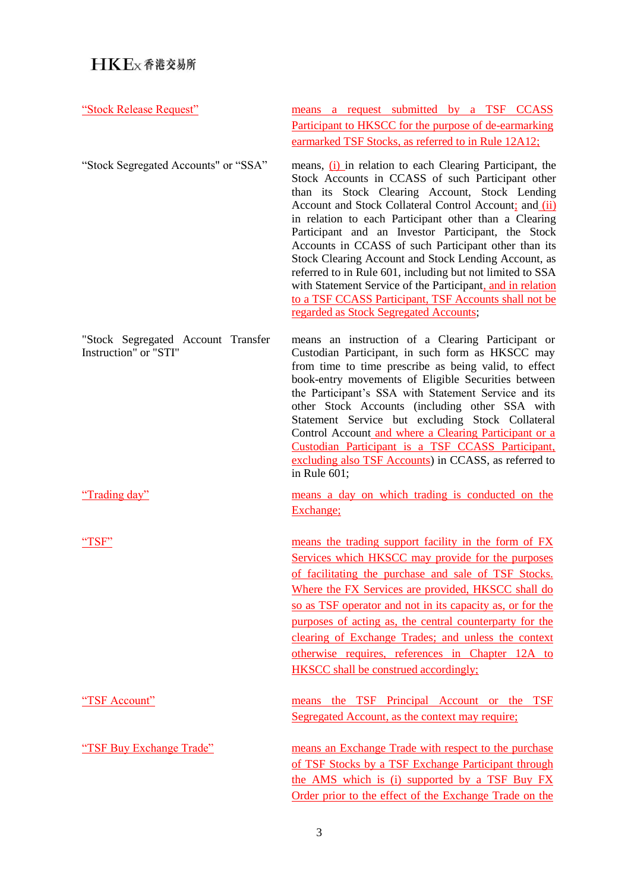| | |
|---|---|
| "Stock Release Request" | means a request submitted by a TSF CCASS Participant to HKSCC for the purpose of de-earmarking earmarked TSF Stocks, as referred to in Rule 12A12; |
| "Stock Segregated Accounts" or "SSA" | means, (i) in relation to each Clearing Participant, the Stock Accounts in CCASS of such Participant other than its Stock Clearing Account, Stock Lending Account and Stock Collateral Control Account; and (ii) in relation to each Participant other than a Clearing Participant and an Investor Participant, the Stock Accounts in CCASS of such Participant other than its Stock Clearing Account and Stock Lending Account, as referred to in Rule 601, including but not limited to SSA with Statement Service of the Participant, and in relation to a TSF CCASS Participant, TSF Accounts shall not be regarded as Stock Segregated Accounts; |
| "Stock Segregated Account Transfer Instruction" or "STI" | means an instruction of a Clearing Participant or Custodian Participant, in such form as HKSCC may from time to time prescribe as being valid, to effect book-entry movements of Eligible Securities between the Participant's SSA with Statement Service and its other Stock Accounts (including other SSA with Statement Service but excluding Stock Collateral Control Account and where a Clearing Participant or a Custodian Participant is a TSF CCASS Participant, excluding also TSF Accounts) in CCASS, as referred to in Rule 601; |
| "Trading day" | means a day on which trading is conducted on the Exchange; |
| "TSF" | means the trading support facility in the form of FX Services which HKSCC may provide for the purposes of facilitating the purchase and sale of TSF Stocks. Where the FX Services are provided, HKSCC shall do so as TSF operator and not in its capacity as, or for the purposes of acting as, the central counterparty for the clearing of Exchange Trades; and unless the context otherwise requires, references in Chapter 12A to HKSCC shall be construed accordingly; |
| "TSF Account" | means the TSF Principal Account or the TSF Segregated Account, as the context may require; |
| "TSF Buy Exchange Trade" | means an Exchange Trade with respect to the purchase of TSF Stocks by a TSF Exchange Participant through the AMS which is (i) supported by a TSF Buy FX Order prior to the effect of the Exchange Trade on the |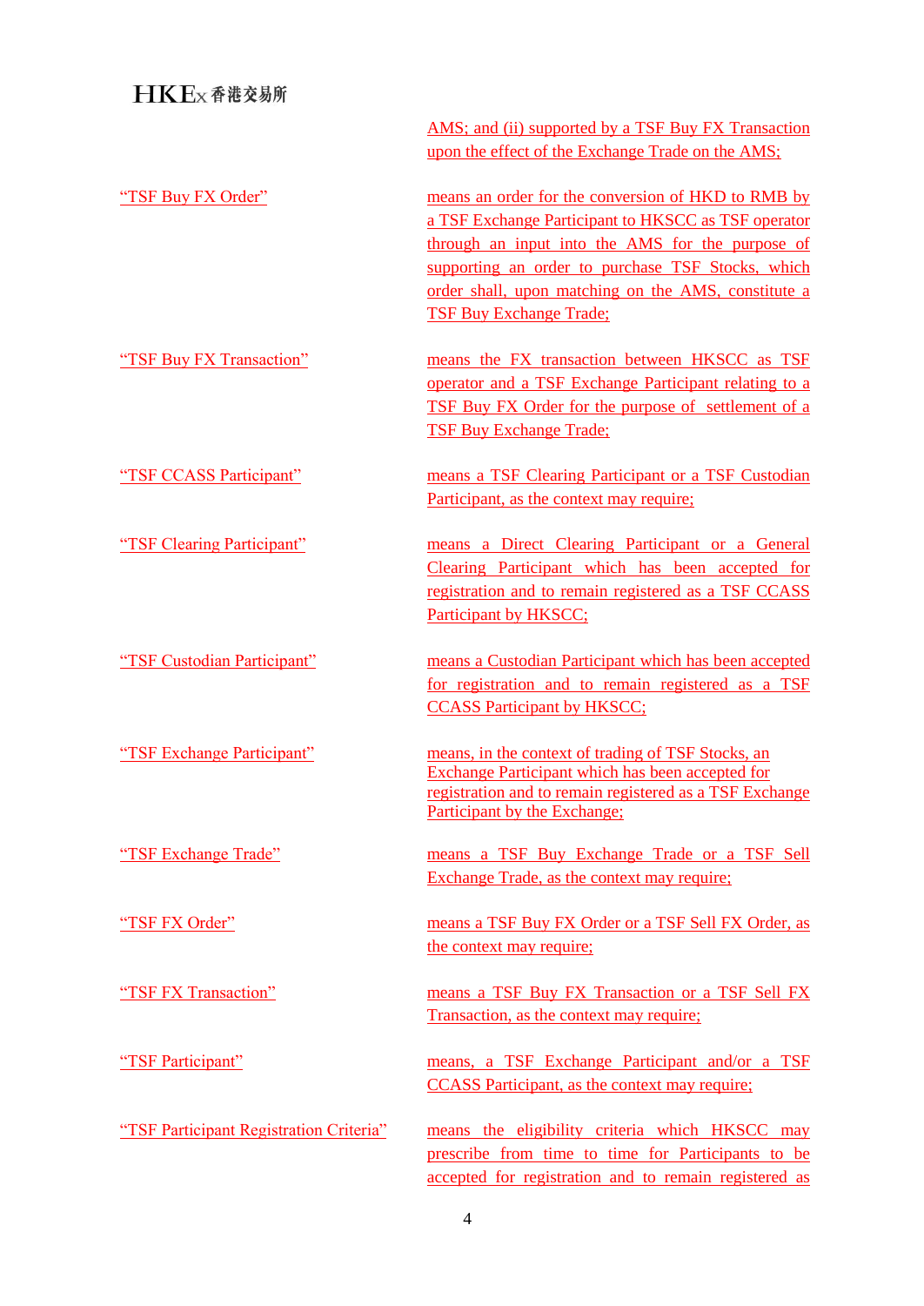| | |
|---|---|
| | AMS; and (ii) supported by a TSF Buy FX Transaction upon the effect of the Exchange Trade on the AMS; |
| "TSF Buy FX Order" | means an order for the conversion of HKD to RMB by a TSF Exchange Participant to HKSCC as TSF operator through an input into the AMS for the purpose of supporting an order to purchase TSF Stocks, which order shall, upon matching on the AMS, constitute a TSF Buy Exchange Trade; |
| "TSF Buy FX Transaction" | means the FX transaction between HKSCC as TSF operator and a TSF Exchange Participant relating to a TSF Buy FX Order for the purpose of settlement of a TSF Buy Exchange Trade; |
| "TSF CCASS Participant" | means a TSF Clearing Participant or a TSF Custodian Participant, as the context may require; |
| "TSF Clearing Participant" | means a Direct Clearing Participant or a General Clearing Participant which has been accepted for registration and to remain registered as a TSF CCASS Participant by HKSCC; |
| "TSF Custodian Participant" | means a Custodian Participant which has been accepted for registration and to remain registered as a TSF CCASS Participant by HKSCC; |
| "TSF Exchange Participant" | means, in the context of trading of TSF Stocks, an Exchange Participant which has been accepted for registration and to remain registered as a TSF Exchange Participant by the Exchange; |
| "TSF Exchange Trade" | means a TSF Buy Exchange Trade or a TSF Sell Exchange Trade, as the context may require; |
| "TSF FX Order" | means a TSF Buy FX Order or a TSF Sell FX Order, as the context may require; |
| "TSF FX Transaction" | means a TSF Buy FX Transaction or a TSF Sell FX Transaction, as the context may require; |
| "TSF Participant" | means, a TSF Exchange Participant and/or a TSF CCASS Participant, as the context may require; |
| "TSF Participant Registration Criteria" | means the eligibility criteria which HKSCC may prescribe from time to time for Participants to be accepted for registration and to remain registered as |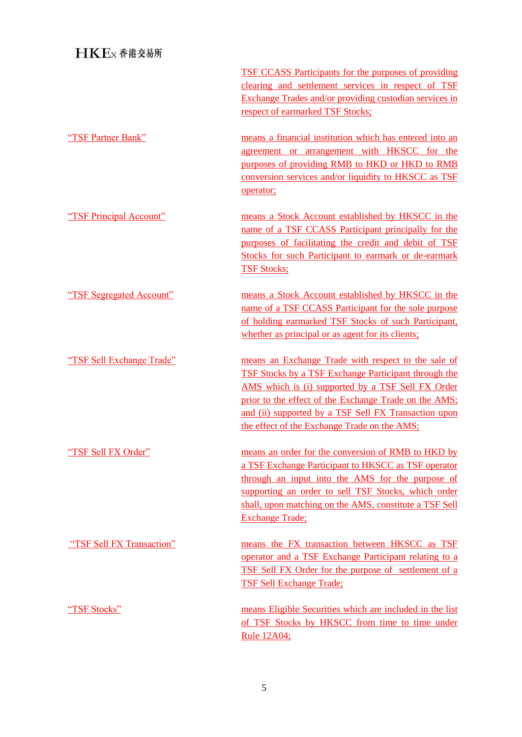TSF CCASS Participants for the purposes of providing clearing and settlement services in respect of TSF Exchange Trades and/or providing custodian services in respect of earmarked TSF Stocks;

| | |
|---|---|
| "TSF Partner Bank" | means a financial institution which has entered into an agreement or arrangement with HKSCC for the purposes of providing RMB to HKD or HKD to RMB conversion services and/or liquidity to HKSCC as TSF operator; |
| "TSF Principal Account" | means a Stock Account established by HKSCC in the name of a TSF CCASS Participant principally for the purposes of facilitating the credit and debit of TSF Stocks for such Participant to earmark or de-earmark TSF Stocks; |
| "TSF Segregated Account" | means a Stock Account established by HKSCC in the name of a TSF CCASS Participant for the sole purpose of holding earmarked TSF Stocks of such Participant, whether as principal or as agent for its clients; |
| "TSF Sell Exchange Trade" | means an Exchange Trade with respect to the sale of TSF Stocks by a TSF Exchange Participant through the AMS which is (i) supported by a TSF Sell FX Order prior to the effect of the Exchange Trade on the AMS; and (ii) supported by a TSF Sell FX Transaction upon the effect of the Exchange Trade on the AMS; |
| "TSF Sell FX Order" | means an order for the conversion of RMB to HKD by a TSF Exchange Participant to HKSCC as TSF operator through an input into the AMS for the purpose of supporting an order to sell TSF Stocks, which order shall, upon matching on the AMS, constitute a TSF Sell Exchange Trade; |
| "TSF Sell FX Transaction" | means the FX transaction between HKSCC as TSF operator and a TSF Exchange Participant relating to a TSF Sell FX Order for the purpose of settlement of a TSF Sell Exchange Trade; |
| "TSF Stocks" | means Eligible Securities which are included in the list of TSF Stocks by HKSCC from time to time under Rule 12A04; |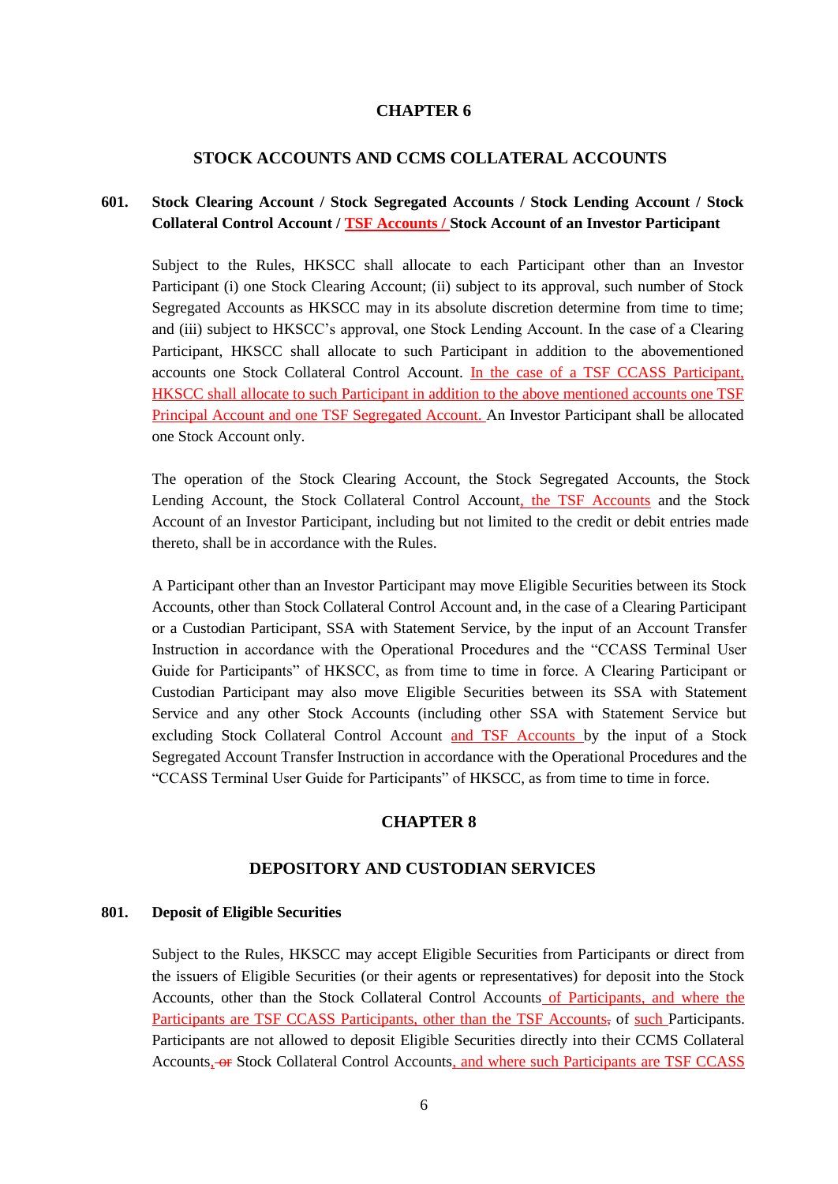# CHAPTER 6

## STOCK ACCOUNTS AND CCMS COLLATERAL ACCOUNTS

### 601. Stock Clearing Account / Stock Segregated Accounts / Stock Lending Account / Stock Collateral Control Account / TSF Accounts / Stock Account of an Investor Participant

Subject to the Rules, HKSCC shall allocate to each Participant other than an Investor Participant (i) one Stock Clearing Account; (ii) subject to its approval, such number of Stock Segregated Accounts as HKSCC may in its absolute discretion determine from time to time; and (iii) subject to HKSCC's approval, one Stock Lending Account. In the case of a Clearing Participant, HKSCC shall allocate to such Participant in addition to the abovementioned accounts one Stock Collateral Control Account. In the case of a TSF CCASS Participant, HKSCC shall allocate to such Participant in addition to the above mentioned accounts one TSF Principal Account and one TSF Segregated Account. An Investor Participant shall be allocated one Stock Account only.

The operation of the Stock Clearing Account, the Stock Segregated Accounts, the Stock Lending Account, the Stock Collateral Control Account, the TSF Accounts and the Stock Account of an Investor Participant, including but not limited to the credit or debit entries made thereto, shall be in accordance with the Rules.

A Participant other than an Investor Participant may move Eligible Securities between its Stock Accounts, other than Stock Collateral Control Account and, in the case of a Clearing Participant or a Custodian Participant, SSA with Statement Service, by the input of an Account Transfer Instruction in accordance with the Operational Procedures and the "CCASS Terminal User Guide for Participants" of HKSCC, as from time to time in force. A Clearing Participant or Custodian Participant may also move Eligible Securities between its SSA with Statement Service and any other Stock Accounts (including other SSA with Statement Service but excluding Stock Collateral Control Account and TSF Accounts by the input of a Stock Segregated Account Transfer Instruction in accordance with the Operational Procedures and the "CCASS Terminal User Guide for Participants" of HKSCC, as from time to time in force.

# CHAPTER 8

## DEPOSITORY AND CUSTODIAN SERVICES

### 801. Deposit of Eligible Securities

Subject to the Rules, HKSCC may accept Eligible Securities from Participants or direct from the issuers of Eligible Securities (or their agents or representatives) for deposit into the Stock Accounts, other than the Stock Collateral Control Accounts of Participants, and where the Participants are TSF CCASS Participants, other than the TSF Accounts, of such Participants. Participants are not allowed to deposit Eligible Securities directly into their CCMS Collateral Accounts, or Stock Collateral Control Accounts, and where such Participants are TSF CCASS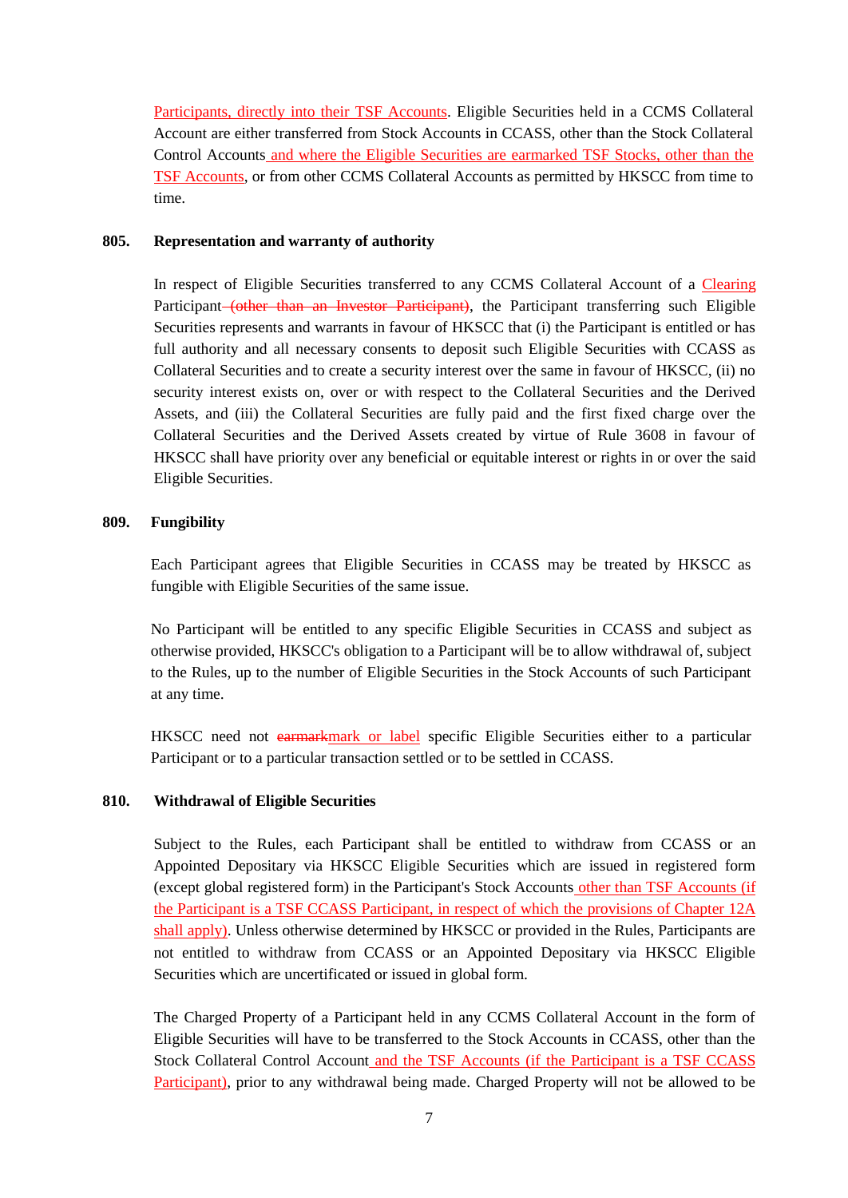Participants, directly into their TSF Accounts. Eligible Securities held in a CCMS Collateral Account are either transferred from Stock Accounts in CCASS, other than the Stock Collateral Control Accounts and where the Eligible Securities are earmarked TSF Stocks, other than the TSF Accounts, or from other CCMS Collateral Accounts as permitted by HKSCC from time to time.

**805. Representation and warranty of authority**

In respect of Eligible Securities transferred to any CCMS Collateral Account of a Clearing Participant ~~(other than an Investor Participant)~~, the Participant transferring such Eligible Securities represents and warrants in favour of HKSCC that (i) the Participant is entitled or has full authority and all necessary consents to deposit such Eligible Securities with CCASS as Collateral Securities and to create a security interest over the same in favour of HKSCC, (ii) no security interest exists on, over or with respect to the Collateral Securities and the Derived Assets, and (iii) the Collateral Securities are fully paid and the first fixed charge over the Collateral Securities and the Derived Assets created by virtue of Rule 3608 in favour of HKSCC shall have priority over any beneficial or equitable interest or rights in or over the said Eligible Securities.

**809. Fungibility**

Each Participant agrees that Eligible Securities in CCASS may be treated by HKSCC as fungible with Eligible Securities of the same issue.

No Participant will be entitled to any specific Eligible Securities in CCASS and subject as otherwise provided, HKSCC's obligation to a Participant will be to allow withdrawal of, subject to the Rules, up to the number of Eligible Securities in the Stock Accounts of such Participant at any time.

HKSCC need not ~~earmark~~mark or label specific Eligible Securities either to a particular Participant or to a particular transaction settled or to be settled in CCASS.

**810. Withdrawal of Eligible Securities**

Subject to the Rules, each Participant shall be entitled to withdraw from CCASS or an Appointed Depositary via HKSCC Eligible Securities which are issued in registered form (except global registered form) in the Participant's Stock Accounts other than TSF Accounts (if the Participant is a TSF CCASS Participant, in respect of which the provisions of Chapter 12A shall apply). Unless otherwise determined by HKSCC or provided in the Rules, Participants are not entitled to withdraw from CCASS or an Appointed Depositary via HKSCC Eligible Securities which are uncertificated or issued in global form.

The Charged Property of a Participant held in any CCMS Collateral Account in the form of Eligible Securities will have to be transferred to the Stock Accounts in CCASS, other than the Stock Collateral Control Account and the TSF Accounts (if the Participant is a TSF CCASS Participant), prior to any withdrawal being made. Charged Property will not be allowed to be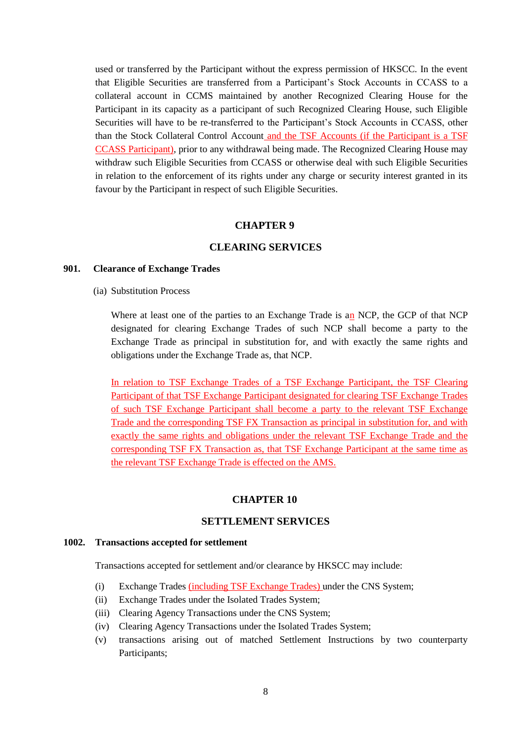used or transferred by the Participant without the express permission of HKSCC. In the event that Eligible Securities are transferred from a Participant's Stock Accounts in CCASS to a collateral account in CCMS maintained by another Recognized Clearing House for the Participant in its capacity as a participant of such Recognized Clearing House, such Eligible Securities will have to be re-transferred to the Participant's Stock Accounts in CCASS, other than the Stock Collateral Control Account and the TSF Accounts (if the Participant is a TSF CCASS Participant), prior to any withdrawal being made. The Recognized Clearing House may withdraw such Eligible Securities from CCASS or otherwise deal with such Eligible Securities in relation to the enforcement of its rights under any charge or security interest granted in its favour by the Participant in respect of such Eligible Securities.

## CHAPTER 9

## CLEARING SERVICES

### 901. Clearance of Exchange Trades

(ia) Substitution Process

Where at least one of the parties to an Exchange Trade is an NCP, the GCP of that NCP designated for clearing Exchange Trades of such NCP shall become a party to the Exchange Trade as principal in substitution for, and with exactly the same rights and obligations under the Exchange Trade as, that NCP.

In relation to TSF Exchange Trades of a TSF Exchange Participant, the TSF Clearing Participant of that TSF Exchange Participant designated for clearing TSF Exchange Trades of such TSF Exchange Participant shall become a party to the relevant TSF Exchange Trade and the corresponding TSF FX Transaction as principal in substitution for, and with exactly the same rights and obligations under the relevant TSF Exchange Trade and the corresponding TSF FX Transaction as, that TSF Exchange Participant at the same time as the relevant TSF Exchange Trade is effected on the AMS.

## CHAPTER 10

## SETTLEMENT SERVICES

### 1002. Transactions accepted for settlement

Transactions accepted for settlement and/or clearance by HKSCC may include:

(i) Exchange Trades (including TSF Exchange Trades) under the CNS System;

(ii) Exchange Trades under the Isolated Trades System;

(iii) Clearing Agency Transactions under the CNS System;

(iv) Clearing Agency Transactions under the Isolated Trades System;

(v) transactions arising out of matched Settlement Instructions by two counterparty Participants;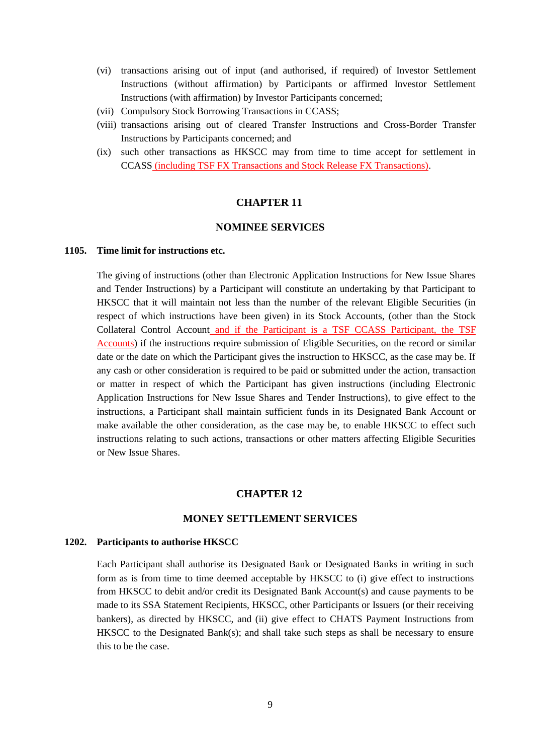(vi) transactions arising out of input (and authorised, if required) of Investor Settlement Instructions (without affirmation) by Participants or affirmed Investor Settlement Instructions (with affirmation) by Investor Participants concerned;

(vii) Compulsory Stock Borrowing Transactions in CCASS;

(viii) transactions arising out of cleared Transfer Instructions and Cross-Border Transfer Instructions by Participants concerned; and

(ix) such other transactions as HKSCC may from time to time accept for settlement in CCASS (including TSF FX Transactions and Stock Release FX Transactions).

## CHAPTER 11

## NOMINEE SERVICES

### 1105. Time limit for instructions etc.

The giving of instructions (other than Electronic Application Instructions for New Issue Shares and Tender Instructions) by a Participant will constitute an undertaking by that Participant to HKSCC that it will maintain not less than the number of the relevant Eligible Securities (in respect of which instructions have been given) in its Stock Accounts, (other than the Stock Collateral Control Account and if the Participant is a TSF CCASS Participant, the TSF Accounts) if the instructions require submission of Eligible Securities, on the record or similar date or the date on which the Participant gives the instruction to HKSCC, as the case may be. If any cash or other consideration is required to be paid or submitted under the action, transaction or matter in respect of which the Participant has given instructions (including Electronic Application Instructions for New Issue Shares and Tender Instructions), to give effect to the instructions, a Participant shall maintain sufficient funds in its Designated Bank Account or make available the other consideration, as the case may be, to enable HKSCC to effect such instructions relating to such actions, transactions or other matters affecting Eligible Securities or New Issue Shares.

## CHAPTER 12

## MONEY SETTLEMENT SERVICES

### 1202. Participants to authorise HKSCC

Each Participant shall authorise its Designated Bank or Designated Banks in writing in such form as is from time to time deemed acceptable by HKSCC to (i) give effect to instructions from HKSCC to debit and/or credit its Designated Bank Account(s) and cause payments to be made to its SSA Statement Recipients, HKSCC, other Participants or Issuers (or their receiving bankers), as directed by HKSCC, and (ii) give effect to CHATS Payment Instructions from HKSCC to the Designated Bank(s); and shall take such steps as shall be necessary to ensure this to be the case.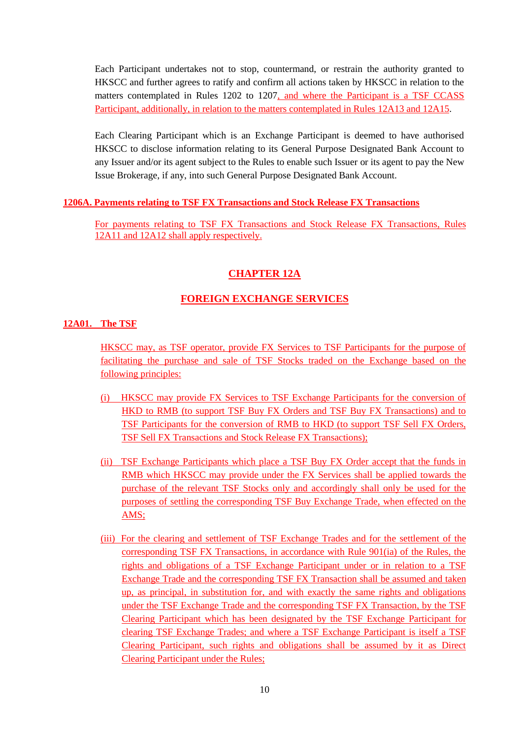Each Participant undertakes not to stop, countermand, or restrain the authority granted to HKSCC and further agrees to ratify and confirm all actions taken by HKSCC in relation to the matters contemplated in Rules 1202 to 1207, and where the Participant is a TSF CCASS Participant, additionally, in relation to the matters contemplated in Rules 12A13 and 12A15.

Each Clearing Participant which is an Exchange Participant is deemed to have authorised HKSCC to disclose information relating to its General Purpose Designated Bank Account to any Issuer and/or its agent subject to the Rules to enable such Issuer or its agent to pay the New Issue Brokerage, if any, into such General Purpose Designated Bank Account.

**1206A. Payments relating to TSF FX Transactions and Stock Release FX Transactions**

For payments relating to TSF FX Transactions and Stock Release FX Transactions, Rules 12A11 and 12A12 shall apply respectively.

# CHAPTER 12A

# FOREIGN EXCHANGE SERVICES

**12A01. The TSF**

HKSCC may, as TSF operator, provide FX Services to TSF Participants for the purpose of facilitating the purchase and sale of TSF Stocks traded on the Exchange based on the following principles:

(i) HKSCC may provide FX Services to TSF Exchange Participants for the conversion of HKD to RMB (to support TSF Buy FX Orders and TSF Buy FX Transactions) and to TSF Participants for the conversion of RMB to HKD (to support TSF Sell FX Orders, TSF Sell FX Transactions and Stock Release FX Transactions);

(ii) TSF Exchange Participants which place a TSF Buy FX Order accept that the funds in RMB which HKSCC may provide under the FX Services shall be applied towards the purchase of the relevant TSF Stocks only and accordingly shall only be used for the purposes of settling the corresponding TSF Buy Exchange Trade, when effected on the AMS;

(iii) For the clearing and settlement of TSF Exchange Trades and for the settlement of the corresponding TSF FX Transactions, in accordance with Rule 901(ia) of the Rules, the rights and obligations of a TSF Exchange Participant under or in relation to a TSF Exchange Trade and the corresponding TSF FX Transaction shall be assumed and taken up, as principal, in substitution for, and with exactly the same rights and obligations under the TSF Exchange Trade and the corresponding TSF FX Transaction, by the TSF Clearing Participant which has been designated by the TSF Exchange Participant for clearing TSF Exchange Trades; and where a TSF Exchange Participant is itself a TSF Clearing Participant, such rights and obligations shall be assumed by it as Direct Clearing Participant under the Rules;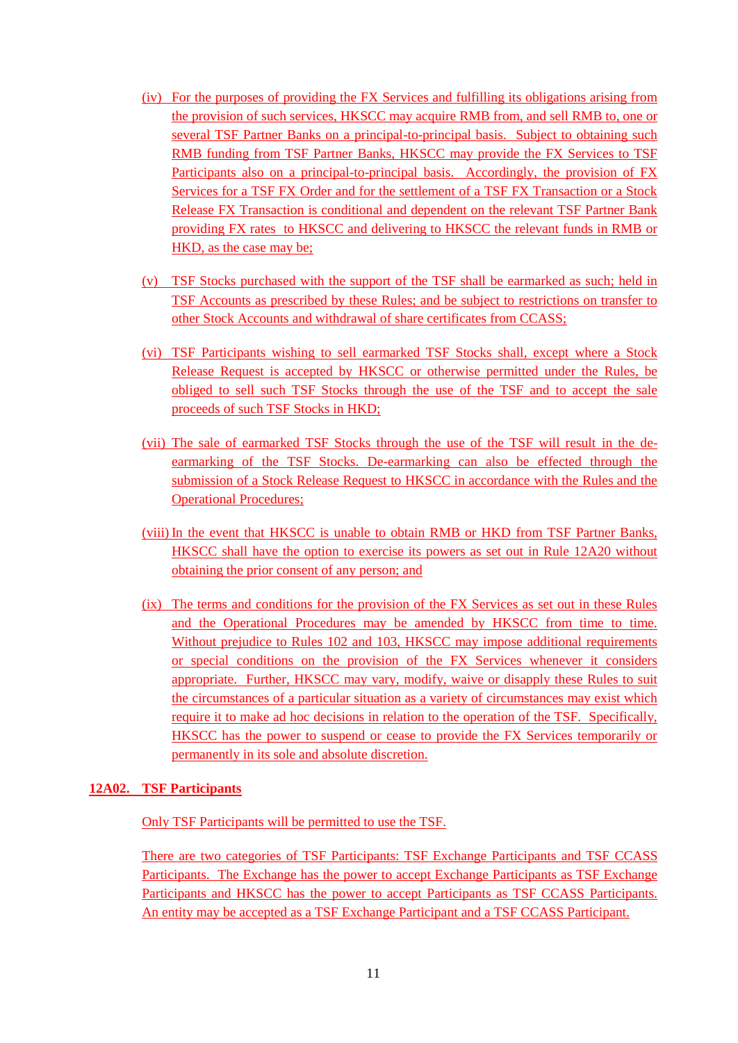(iv) For the purposes of providing the FX Services and fulfilling its obligations arising from the provision of such services, HKSCC may acquire RMB from, and sell RMB to, one or several TSF Partner Banks on a principal-to-principal basis. Subject to obtaining such RMB funding from TSF Partner Banks, HKSCC may provide the FX Services to TSF Participants also on a principal-to-principal basis. Accordingly, the provision of FX Services for a TSF FX Order and for the settlement of a TSF FX Transaction or a Stock Release FX Transaction is conditional and dependent on the relevant TSF Partner Bank providing FX rates to HKSCC and delivering to HKSCC the relevant funds in RMB or HKD, as the case may be;

(v) TSF Stocks purchased with the support of the TSF shall be earmarked as such; held in TSF Accounts as prescribed by these Rules; and be subject to restrictions on transfer to other Stock Accounts and withdrawal of share certificates from CCASS;

(vi) TSF Participants wishing to sell earmarked TSF Stocks shall, except where a Stock Release Request is accepted by HKSCC or otherwise permitted under the Rules, be obliged to sell such TSF Stocks through the use of the TSF and to accept the sale proceeds of such TSF Stocks in HKD;

(vii) The sale of earmarked TSF Stocks through the use of the TSF will result in the de-earmarking of the TSF Stocks. De-earmarking can also be effected through the submission of a Stock Release Request to HKSCC in accordance with the Rules and the Operational Procedures;

(viii) In the event that HKSCC is unable to obtain RMB or HKD from TSF Partner Banks, HKSCC shall have the option to exercise its powers as set out in Rule 12A20 without obtaining the prior consent of any person; and

(ix) The terms and conditions for the provision of the FX Services as set out in these Rules and the Operational Procedures may be amended by HKSCC from time to time. Without prejudice to Rules 102 and 103, HKSCC may impose additional requirements or special conditions on the provision of the FX Services whenever it considers appropriate. Further, HKSCC may vary, modify, waive or disapply these Rules to suit the circumstances of a particular situation as a variety of circumstances may exist which require it to make ad hoc decisions in relation to the operation of the TSF. Specifically, HKSCC has the power to suspend or cease to provide the FX Services temporarily or permanently in its sole and absolute discretion.

**12A02. TSF Participants**

Only TSF Participants will be permitted to use the TSF.

There are two categories of TSF Participants: TSF Exchange Participants and TSF CCASS Participants. The Exchange has the power to accept Exchange Participants as TSF Exchange Participants and HKSCC has the power to accept Participants as TSF CCASS Participants. An entity may be accepted as a TSF Exchange Participant and a TSF CCASS Participant.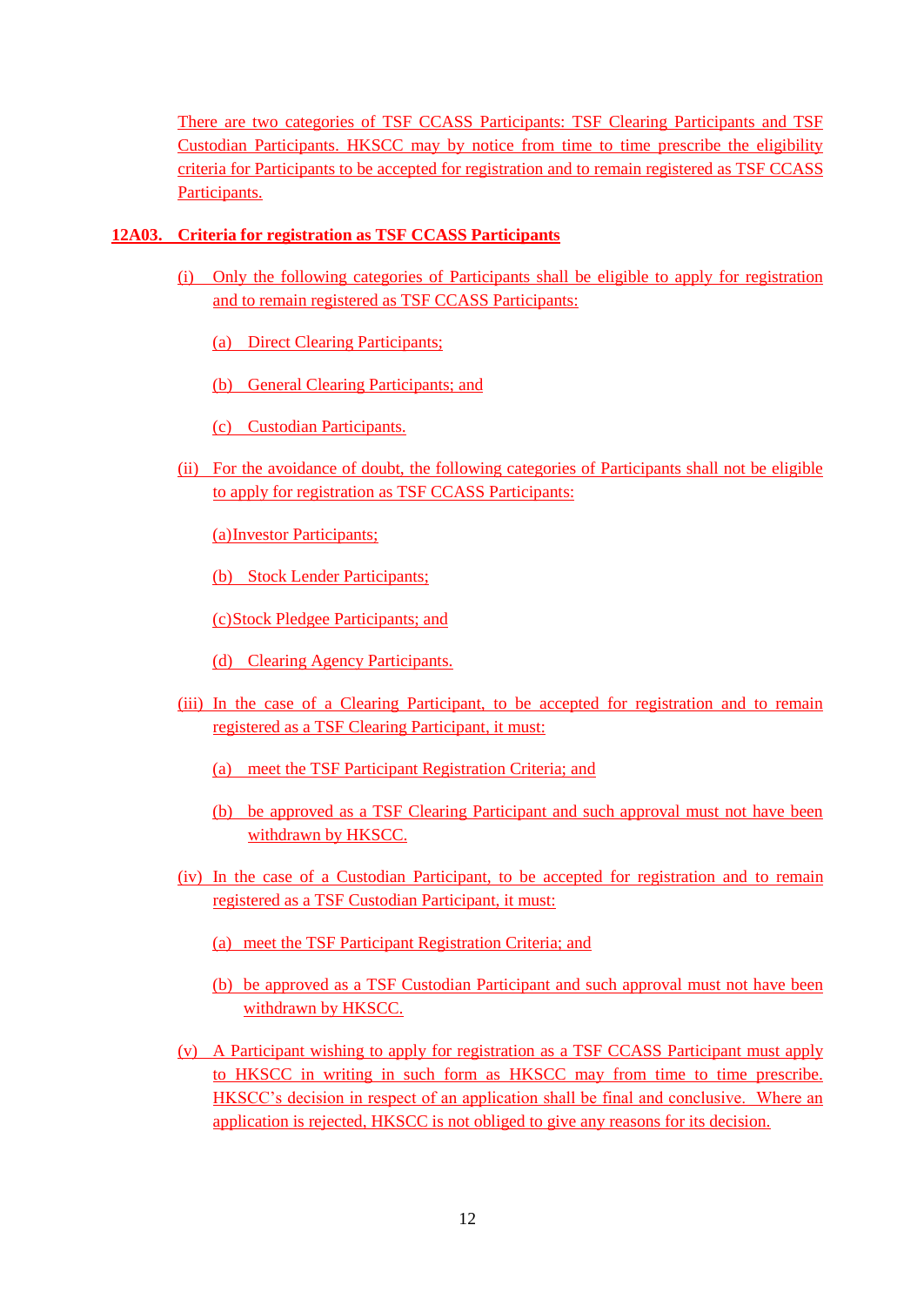There are two categories of TSF CCASS Participants: TSF Clearing Participants and TSF Custodian Participants. HKSCC may by notice from time to time prescribe the eligibility criteria for Participants to be accepted for registration and to remain registered as TSF CCASS Participants.

**12A03. Criteria for registration as TSF CCASS Participants**

(i) Only the following categories of Participants shall be eligible to apply for registration and to remain registered as TSF CCASS Participants:

(a) Direct Clearing Participants;

(b) General Clearing Participants; and

(c) Custodian Participants.

(ii) For the avoidance of doubt, the following categories of Participants shall not be eligible to apply for registration as TSF CCASS Participants:

(a) Investor Participants;

(b) Stock Lender Participants;

(c) Stock Pledgee Participants; and

(d) Clearing Agency Participants.

(iii) In the case of a Clearing Participant, to be accepted for registration and to remain registered as a TSF Clearing Participant, it must:

(a) meet the TSF Participant Registration Criteria; and

(b) be approved as a TSF Clearing Participant and such approval must not have been withdrawn by HKSCC.

(iv) In the case of a Custodian Participant, to be accepted for registration and to remain registered as a TSF Custodian Participant, it must:

(a) meet the TSF Participant Registration Criteria; and

(b) be approved as a TSF Custodian Participant and such approval must not have been withdrawn by HKSCC.

(v) A Participant wishing to apply for registration as a TSF CCASS Participant must apply to HKSCC in writing in such form as HKSCC may from time to time prescribe. HKSCC's decision in respect of an application shall be final and conclusive. Where an application is rejected, HKSCC is not obliged to give any reasons for its decision.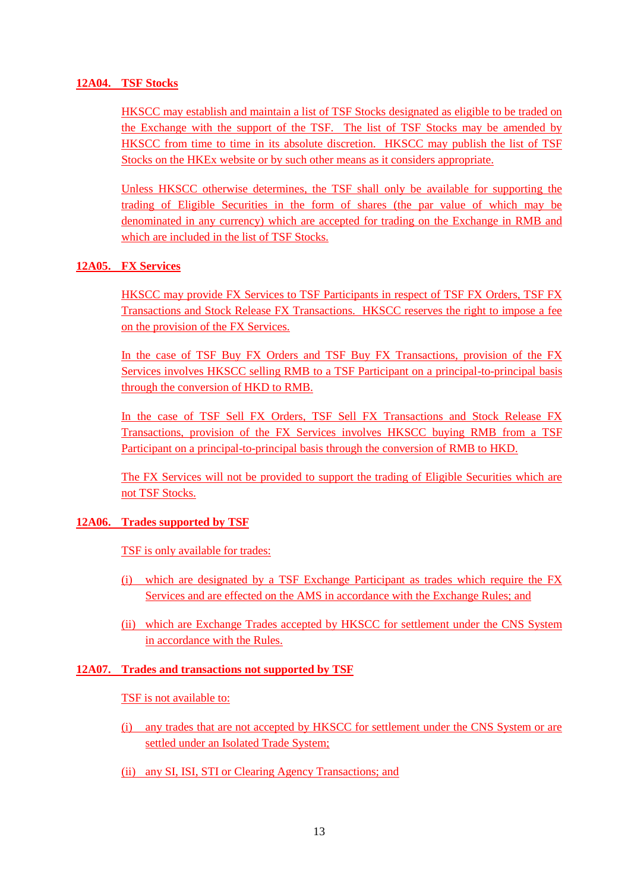## 12A04. TSF Stocks

HKSCC may establish and maintain a list of TSF Stocks designated as eligible to be traded on the Exchange with the support of the TSF. The list of TSF Stocks may be amended by HKSCC from time to time in its absolute discretion. HKSCC may publish the list of TSF Stocks on the HKEx website or by such other means as it considers appropriate.

Unless HKSCC otherwise determines, the TSF shall only be available for supporting the trading of Eligible Securities in the form of shares (the par value of which may be denominated in any currency) which are accepted for trading on the Exchange in RMB and which are included in the list of TSF Stocks.

## 12A05. FX Services

HKSCC may provide FX Services to TSF Participants in respect of TSF FX Orders, TSF FX Transactions and Stock Release FX Transactions. HKSCC reserves the right to impose a fee on the provision of the FX Services.

In the case of TSF Buy FX Orders and TSF Buy FX Transactions, provision of the FX Services involves HKSCC selling RMB to a TSF Participant on a principal-to-principal basis through the conversion of HKD to RMB.

In the case of TSF Sell FX Orders, TSF Sell FX Transactions and Stock Release FX Transactions, provision of the FX Services involves HKSCC buying RMB from a TSF Participant on a principal-to-principal basis through the conversion of RMB to HKD.

The FX Services will not be provided to support the trading of Eligible Securities which are not TSF Stocks.

## 12A06. Trades supported by TSF

TSF is only available for trades:

(i) which are designated by a TSF Exchange Participant as trades which require the FX Services and are effected on the AMS in accordance with the Exchange Rules; and

(ii) which are Exchange Trades accepted by HKSCC for settlement under the CNS System in accordance with the Rules.

## 12A07. Trades and transactions not supported by TSF

TSF is not available to:

(i) any trades that are not accepted by HKSCC for settlement under the CNS System or are settled under an Isolated Trade System;

(ii) any SI, ISI, STI or Clearing Agency Transactions; and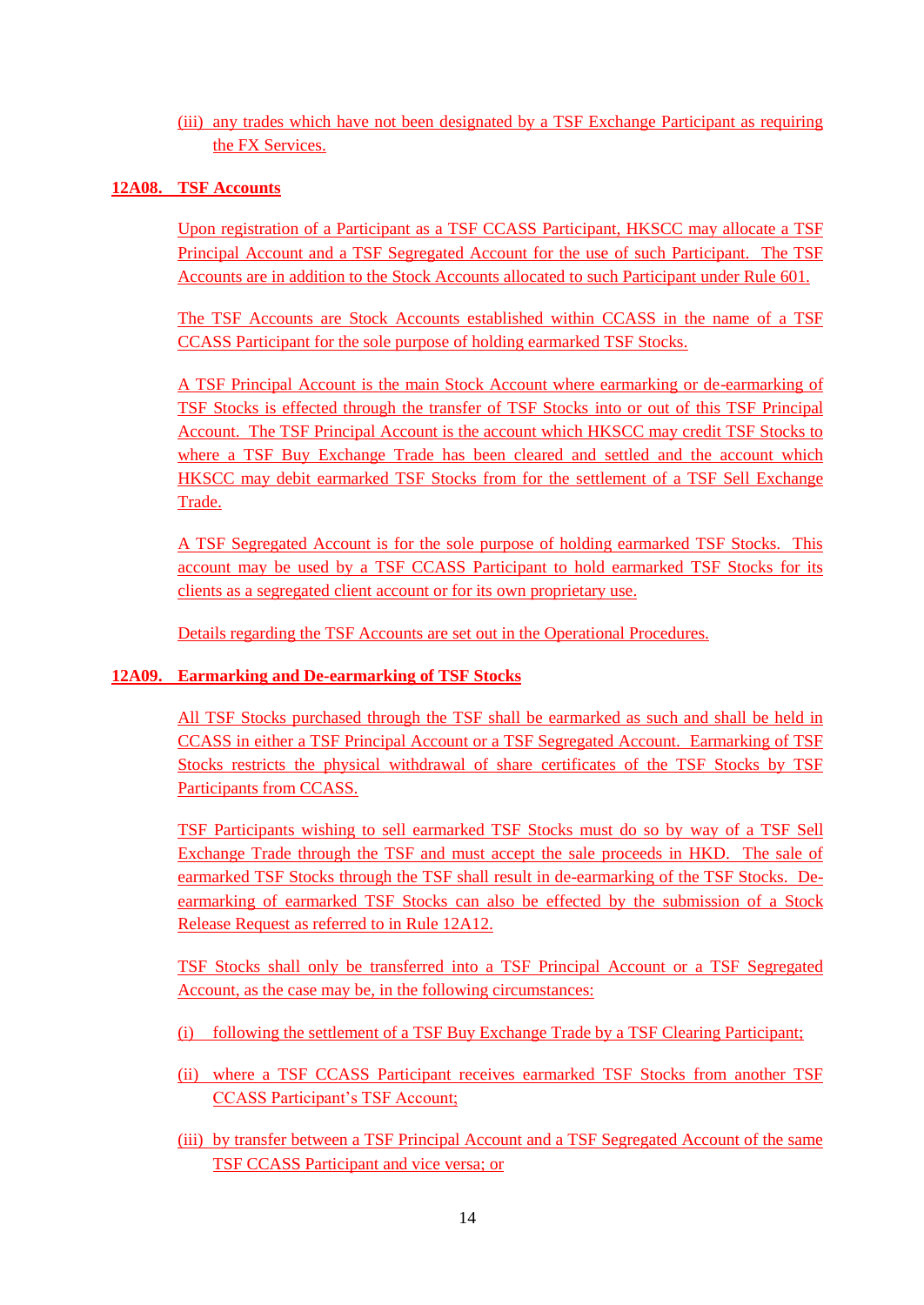(iii) any trades which have not been designated by a TSF Exchange Participant as requiring the FX Services.

## 12A08. TSF Accounts

Upon registration of a Participant as a TSF CCASS Participant, HKSCC may allocate a TSF Principal Account and a TSF Segregated Account for the use of such Participant. The TSF Accounts are in addition to the Stock Accounts allocated to such Participant under Rule 601.

The TSF Accounts are Stock Accounts established within CCASS in the name of a TSF CCASS Participant for the sole purpose of holding earmarked TSF Stocks.

A TSF Principal Account is the main Stock Account where earmarking or de-earmarking of TSF Stocks is effected through the transfer of TSF Stocks into or out of this TSF Principal Account. The TSF Principal Account is the account which HKSCC may credit TSF Stocks to where a TSF Buy Exchange Trade has been cleared and settled and the account which HKSCC may debit earmarked TSF Stocks from for the settlement of a TSF Sell Exchange Trade.

A TSF Segregated Account is for the sole purpose of holding earmarked TSF Stocks. This account may be used by a TSF CCASS Participant to hold earmarked TSF Stocks for its clients as a segregated client account or for its own proprietary use.

Details regarding the TSF Accounts are set out in the Operational Procedures.

## 12A09. Earmarking and De-earmarking of TSF Stocks

All TSF Stocks purchased through the TSF shall be earmarked as such and shall be held in CCASS in either a TSF Principal Account or a TSF Segregated Account. Earmarking of TSF Stocks restricts the physical withdrawal of share certificates of the TSF Stocks by TSF Participants from CCASS.

TSF Participants wishing to sell earmarked TSF Stocks must do so by way of a TSF Sell Exchange Trade through the TSF and must accept the sale proceeds in HKD. The sale of earmarked TSF Stocks through the TSF shall result in de-earmarking of the TSF Stocks. De-earmarking of earmarked TSF Stocks can also be effected by the submission of a Stock Release Request as referred to in Rule 12A12.

TSF Stocks shall only be transferred into a TSF Principal Account or a TSF Segregated Account, as the case may be, in the following circumstances:

(i) following the settlement of a TSF Buy Exchange Trade by a TSF Clearing Participant;

(ii) where a TSF CCASS Participant receives earmarked TSF Stocks from another TSF CCASS Participant's TSF Account;

(iii) by transfer between a TSF Principal Account and a TSF Segregated Account of the same TSF CCASS Participant and vice versa; or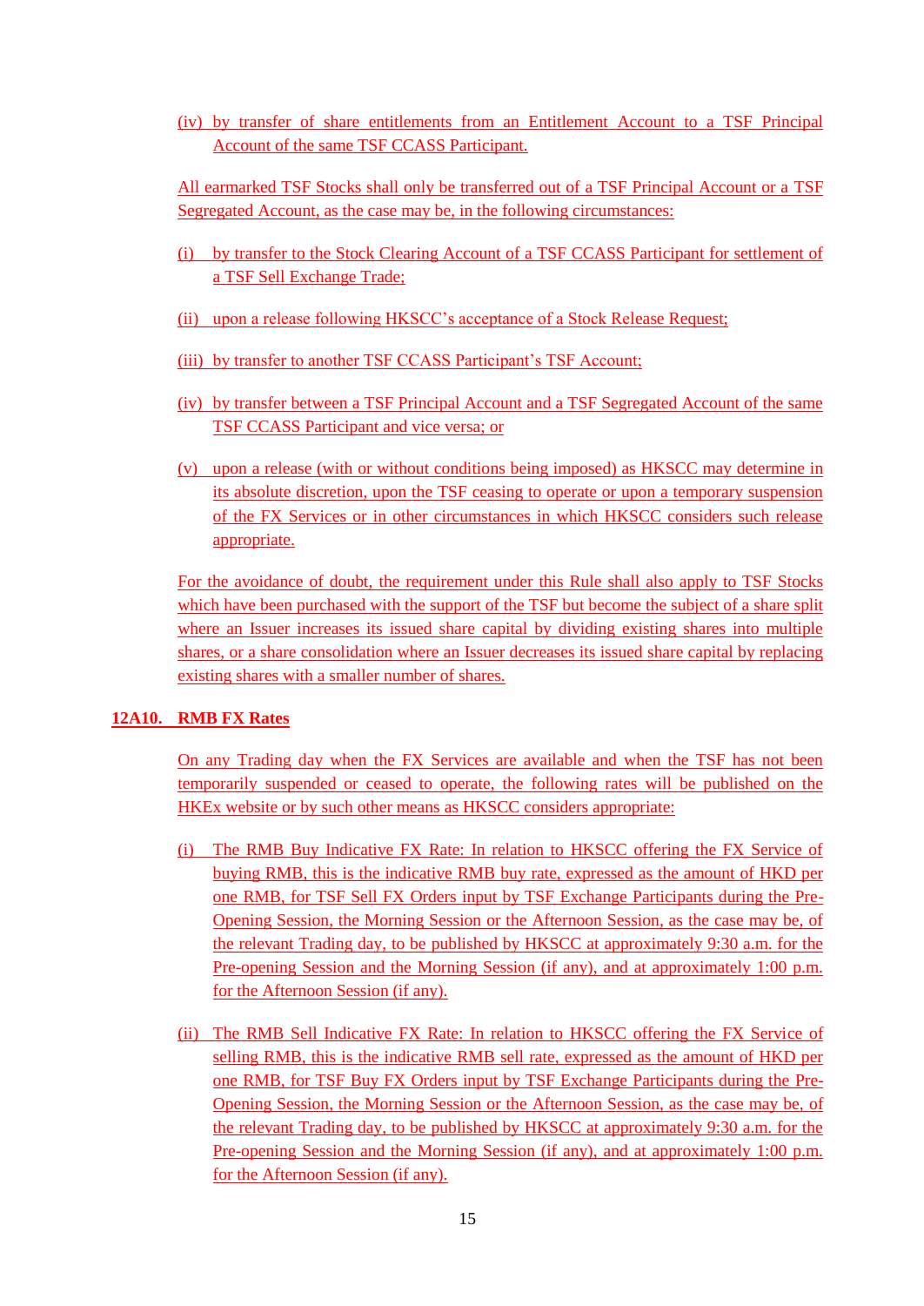(iv) by transfer of share entitlements from an Entitlement Account to a TSF Principal Account of the same TSF CCASS Participant.

All earmarked TSF Stocks shall only be transferred out of a TSF Principal Account or a TSF Segregated Account, as the case may be, in the following circumstances:

(i) by transfer to the Stock Clearing Account of a TSF CCASS Participant for settlement of a TSF Sell Exchange Trade;

(ii) upon a release following HKSCC's acceptance of a Stock Release Request;

(iii) by transfer to another TSF CCASS Participant's TSF Account;

(iv) by transfer between a TSF Principal Account and a TSF Segregated Account of the same TSF CCASS Participant and vice versa; or

(v) upon a release (with or without conditions being imposed) as HKSCC may determine in its absolute discretion, upon the TSF ceasing to operate or upon a temporary suspension of the FX Services or in other circumstances in which HKSCC considers such release appropriate.

For the avoidance of doubt, the requirement under this Rule shall also apply to TSF Stocks which have been purchased with the support of the TSF but become the subject of a share split where an Issuer increases its issued share capital by dividing existing shares into multiple shares, or a share consolidation where an Issuer decreases its issued share capital by replacing existing shares with a smaller number of shares.

## 12A10. RMB FX Rates

On any Trading day when the FX Services are available and when the TSF has not been temporarily suspended or ceased to operate, the following rates will be published on the HKEx website or by such other means as HKSCC considers appropriate:

(i) The RMB Buy Indicative FX Rate: In relation to HKSCC offering the FX Service of buying RMB, this is the indicative RMB buy rate, expressed as the amount of HKD per one RMB, for TSF Sell FX Orders input by TSF Exchange Participants during the Pre-Opening Session, the Morning Session or the Afternoon Session, as the case may be, of the relevant Trading day, to be published by HKSCC at approximately 9:30 a.m. for the Pre-opening Session and the Morning Session (if any), and at approximately 1:00 p.m. for the Afternoon Session (if any).

(ii) The RMB Sell Indicative FX Rate: In relation to HKSCC offering the FX Service of selling RMB, this is the indicative RMB sell rate, expressed as the amount of HKD per one RMB, for TSF Buy FX Orders input by TSF Exchange Participants during the Pre-Opening Session, the Morning Session or the Afternoon Session, as the case may be, of the relevant Trading day, to be published by HKSCC at approximately 9:30 a.m. for the Pre-opening Session and the Morning Session (if any), and at approximately 1:00 p.m. for the Afternoon Session (if any).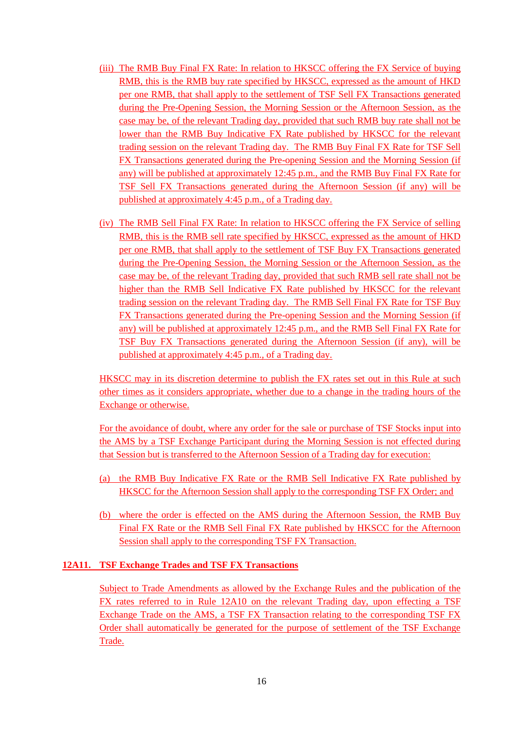(iii) The RMB Buy Final FX Rate: In relation to HKSCC offering the FX Service of buying RMB, this is the RMB buy rate specified by HKSCC, expressed as the amount of HKD per one RMB, that shall apply to the settlement of TSF Sell FX Transactions generated during the Pre-Opening Session, the Morning Session or the Afternoon Session, as the case may be, of the relevant Trading day, provided that such RMB buy rate shall not be lower than the RMB Buy Indicative FX Rate published by HKSCC for the relevant trading session on the relevant Trading day. The RMB Buy Final FX Rate for TSF Sell FX Transactions generated during the Pre-opening Session and the Morning Session (if any) will be published at approximately 12:45 p.m., and the RMB Buy Final FX Rate for TSF Sell FX Transactions generated during the Afternoon Session (if any) will be published at approximately 4:45 p.m., of a Trading day.

(iv) The RMB Sell Final FX Rate: In relation to HKSCC offering the FX Service of selling RMB, this is the RMB sell rate specified by HKSCC, expressed as the amount of HKD per one RMB, that shall apply to the settlement of TSF Buy FX Transactions generated during the Pre-Opening Session, the Morning Session or the Afternoon Session, as the case may be, of the relevant Trading day, provided that such RMB sell rate shall not be higher than the RMB Sell Indicative FX Rate published by HKSCC for the relevant trading session on the relevant Trading day. The RMB Sell Final FX Rate for TSF Buy FX Transactions generated during the Pre-opening Session and the Morning Session (if any) will be published at approximately 12:45 p.m., and the RMB Sell Final FX Rate for TSF Buy FX Transactions generated during the Afternoon Session (if any), will be published at approximately 4:45 p.m., of a Trading day.

HKSCC may in its discretion determine to publish the FX rates set out in this Rule at such other times as it considers appropriate, whether due to a change in the trading hours of the Exchange or otherwise.

For the avoidance of doubt, where any order for the sale or purchase of TSF Stocks input into the AMS by a TSF Exchange Participant during the Morning Session is not effected during that Session but is transferred to the Afternoon Session of a Trading day for execution:

(a) the RMB Buy Indicative FX Rate or the RMB Sell Indicative FX Rate published by HKSCC for the Afternoon Session shall apply to the corresponding TSF FX Order; and

(b) where the order is effected on the AMS during the Afternoon Session, the RMB Buy Final FX Rate or the RMB Sell Final FX Rate published by HKSCC for the Afternoon Session shall apply to the corresponding TSF FX Transaction.

**12A11. TSF Exchange Trades and TSF FX Transactions**

Subject to Trade Amendments as allowed by the Exchange Rules and the publication of the FX rates referred to in Rule 12A10 on the relevant Trading day, upon effecting a TSF Exchange Trade on the AMS, a TSF FX Transaction relating to the corresponding TSF FX Order shall automatically be generated for the purpose of settlement of the TSF Exchange Trade.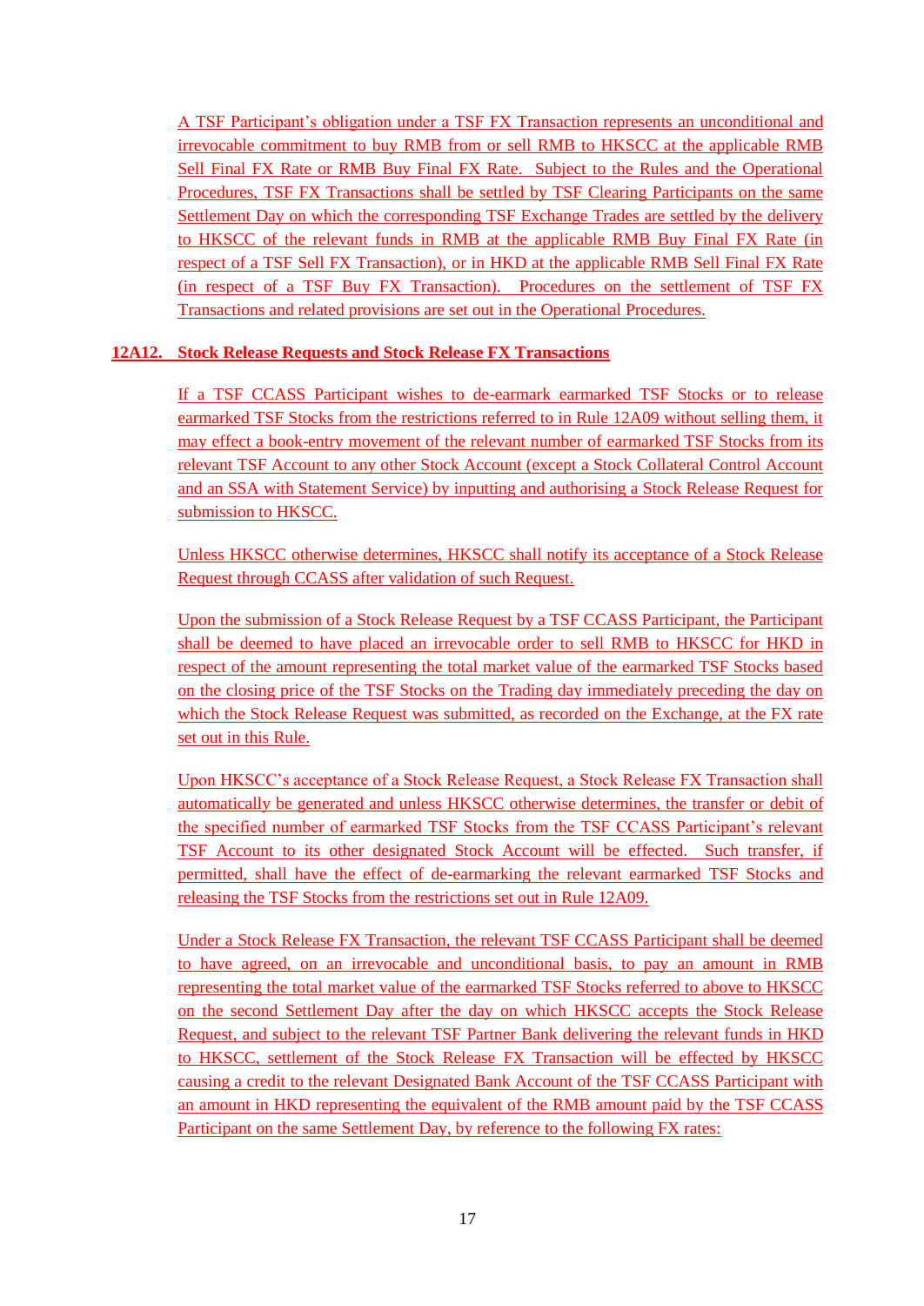A TSF Participant's obligation under a TSF FX Transaction represents an unconditional and irrevocable commitment to buy RMB from or sell RMB to HKSCC at the applicable RMB Sell Final FX Rate or RMB Buy Final FX Rate. Subject to the Rules and the Operational Procedures, TSF FX Transactions shall be settled by TSF Clearing Participants on the same Settlement Day on which the corresponding TSF Exchange Trades are settled by the delivery to HKSCC of the relevant funds in RMB at the applicable RMB Buy Final FX Rate (in respect of a TSF Sell FX Transaction), or in HKD at the applicable RMB Sell Final FX Rate (in respect of a TSF Buy FX Transaction). Procedures on the settlement of TSF FX Transactions and related provisions are set out in the Operational Procedures.

## 12A12. Stock Release Requests and Stock Release FX Transactions

If a TSF CCASS Participant wishes to de-earmark earmarked TSF Stocks or to release earmarked TSF Stocks from the restrictions referred to in Rule 12A09 without selling them, it may effect a book-entry movement of the relevant number of earmarked TSF Stocks from its relevant TSF Account to any other Stock Account (except a Stock Collateral Control Account and an SSA with Statement Service) by inputting and authorising a Stock Release Request for submission to HKSCC.

Unless HKSCC otherwise determines, HKSCC shall notify its acceptance of a Stock Release Request through CCASS after validation of such Request.

Upon the submission of a Stock Release Request by a TSF CCASS Participant, the Participant shall be deemed to have placed an irrevocable order to sell RMB to HKSCC for HKD in respect of the amount representing the total market value of the earmarked TSF Stocks based on the closing price of the TSF Stocks on the Trading day immediately preceding the day on which the Stock Release Request was submitted, as recorded on the Exchange, at the FX rate set out in this Rule.

Upon HKSCC's acceptance of a Stock Release Request, a Stock Release FX Transaction shall automatically be generated and unless HKSCC otherwise determines, the transfer or debit of the specified number of earmarked TSF Stocks from the TSF CCASS Participant's relevant TSF Account to its other designated Stock Account will be effected. Such transfer, if permitted, shall have the effect of de-earmarking the relevant earmarked TSF Stocks and releasing the TSF Stocks from the restrictions set out in Rule 12A09.

Under a Stock Release FX Transaction, the relevant TSF CCASS Participant shall be deemed to have agreed, on an irrevocable and unconditional basis, to pay an amount in RMB representing the total market value of the earmarked TSF Stocks referred to above to HKSCC on the second Settlement Day after the day on which HKSCC accepts the Stock Release Request, and subject to the relevant TSF Partner Bank delivering the relevant funds in HKD to HKSCC, settlement of the Stock Release FX Transaction will be effected by HKSCC causing a credit to the relevant Designated Bank Account of the TSF CCASS Participant with an amount in HKD representing the equivalent of the RMB amount paid by the TSF CCASS Participant on the same Settlement Day, by reference to the following FX rates: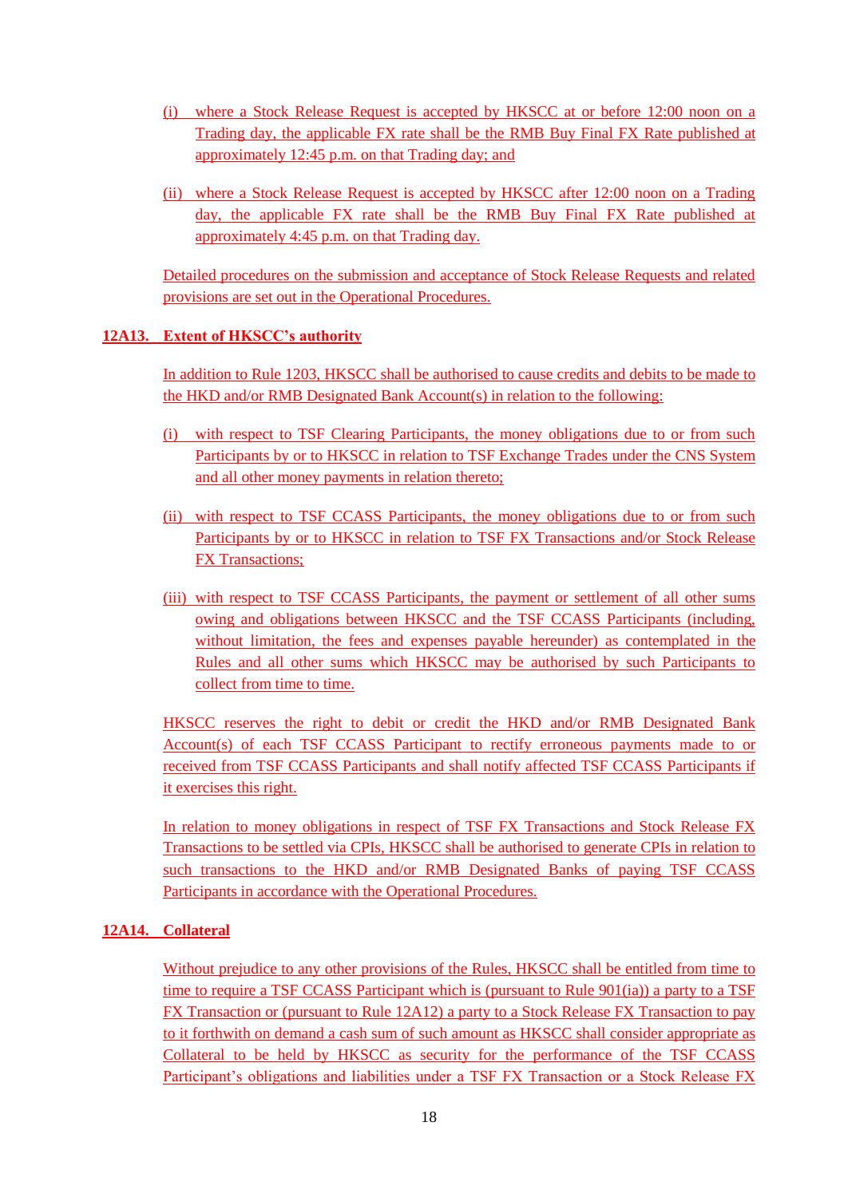(i) where a Stock Release Request is accepted by HKSCC at or before 12:00 noon on a Trading day, the applicable FX rate shall be the RMB Buy Final FX Rate published at approximately 12:45 p.m. on that Trading day; and

(ii) where a Stock Release Request is accepted by HKSCC after 12:00 noon on a Trading day, the applicable FX rate shall be the RMB Buy Final FX Rate published at approximately 4:45 p.m. on that Trading day.

Detailed procedures on the submission and acceptance of Stock Release Requests and related provisions are set out in the Operational Procedures.

**12A13. Extent of HKSCC's authority**

In addition to Rule 1203, HKSCC shall be authorised to cause credits and debits to be made to the HKD and/or RMB Designated Bank Account(s) in relation to the following:

(i) with respect to TSF Clearing Participants, the money obligations due to or from such Participants by or to HKSCC in relation to TSF Exchange Trades under the CNS System and all other money payments in relation thereto;

(ii) with respect to TSF CCASS Participants, the money obligations due to or from such Participants by or to HKSCC in relation to TSF FX Transactions and/or Stock Release FX Transactions;

(iii) with respect to TSF CCASS Participants, the payment or settlement of all other sums owing and obligations between HKSCC and the TSF CCASS Participants (including, without limitation, the fees and expenses payable hereunder) as contemplated in the Rules and all other sums which HKSCC may be authorised by such Participants to collect from time to time.

HKSCC reserves the right to debit or credit the HKD and/or RMB Designated Bank Account(s) of each TSF CCASS Participant to rectify erroneous payments made to or received from TSF CCASS Participants and shall notify affected TSF CCASS Participants if it exercises this right.

In relation to money obligations in respect of TSF FX Transactions and Stock Release FX Transactions to be settled via CPIs, HKSCC shall be authorised to generate CPIs in relation to such transactions to the HKD and/or RMB Designated Banks of paying TSF CCASS Participants in accordance with the Operational Procedures.

**12A14. Collateral**

Without prejudice to any other provisions of the Rules, HKSCC shall be entitled from time to time to require a TSF CCASS Participant which is (pursuant to Rule 901(ia)) a party to a TSF FX Transaction or (pursuant to Rule 12A12) a party to a Stock Release FX Transaction to pay to it forthwith on demand a cash sum of such amount as HKSCC shall consider appropriate as Collateral to be held by HKSCC as security for the performance of the TSF CCASS Participant's obligations and liabilities under a TSF FX Transaction or a Stock Release FX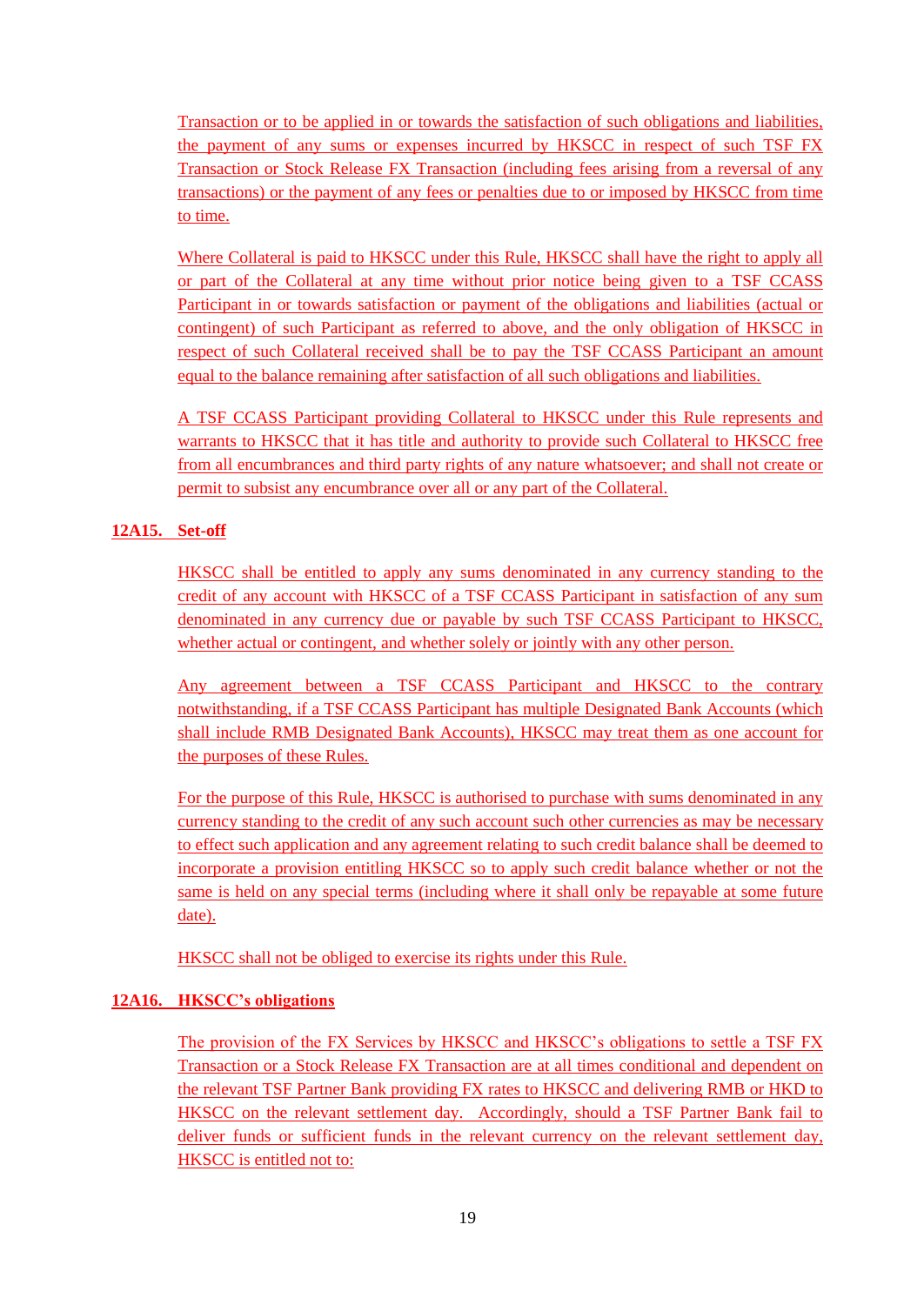Transaction or to be applied in or towards the satisfaction of such obligations and liabilities, the payment of any sums or expenses incurred by HKSCC in respect of such TSF FX Transaction or Stock Release FX Transaction (including fees arising from a reversal of any transactions) or the payment of any fees or penalties due to or imposed by HKSCC from time to time.

Where Collateral is paid to HKSCC under this Rule, HKSCC shall have the right to apply all or part of the Collateral at any time without prior notice being given to a TSF CCASS Participant in or towards satisfaction or payment of the obligations and liabilities (actual or contingent) of such Participant as referred to above, and the only obligation of HKSCC in respect of such Collateral received shall be to pay the TSF CCASS Participant an amount equal to the balance remaining after satisfaction of all such obligations and liabilities.

A TSF CCASS Participant providing Collateral to HKSCC under this Rule represents and warrants to HKSCC that it has title and authority to provide such Collateral to HKSCC free from all encumbrances and third party rights of any nature whatsoever; and shall not create or permit to subsist any encumbrance over all or any part of the Collateral.

**12A15. Set-off**

HKSCC shall be entitled to apply any sums denominated in any currency standing to the credit of any account with HKSCC of a TSF CCASS Participant in satisfaction of any sum denominated in any currency due or payable by such TSF CCASS Participant to HKSCC, whether actual or contingent, and whether solely or jointly with any other person.

Any agreement between a TSF CCASS Participant and HKSCC to the contrary notwithstanding, if a TSF CCASS Participant has multiple Designated Bank Accounts (which shall include RMB Designated Bank Accounts), HKSCC may treat them as one account for the purposes of these Rules.

For the purpose of this Rule, HKSCC is authorised to purchase with sums denominated in any currency standing to the credit of any such account such other currencies as may be necessary to effect such application and any agreement relating to such credit balance shall be deemed to incorporate a provision entitling HKSCC so to apply such credit balance whether or not the same is held on any special terms (including where it shall only be repayable at some future date).

HKSCC shall not be obliged to exercise its rights under this Rule.

**12A16. HKSCC's obligations**

The provision of the FX Services by HKSCC and HKSCC's obligations to settle a TSF FX Transaction or a Stock Release FX Transaction are at all times conditional and dependent on the relevant TSF Partner Bank providing FX rates to HKSCC and delivering RMB or HKD to HKSCC on the relevant settlement day. Accordingly, should a TSF Partner Bank fail to deliver funds or sufficient funds in the relevant currency on the relevant settlement day, HKSCC is entitled not to: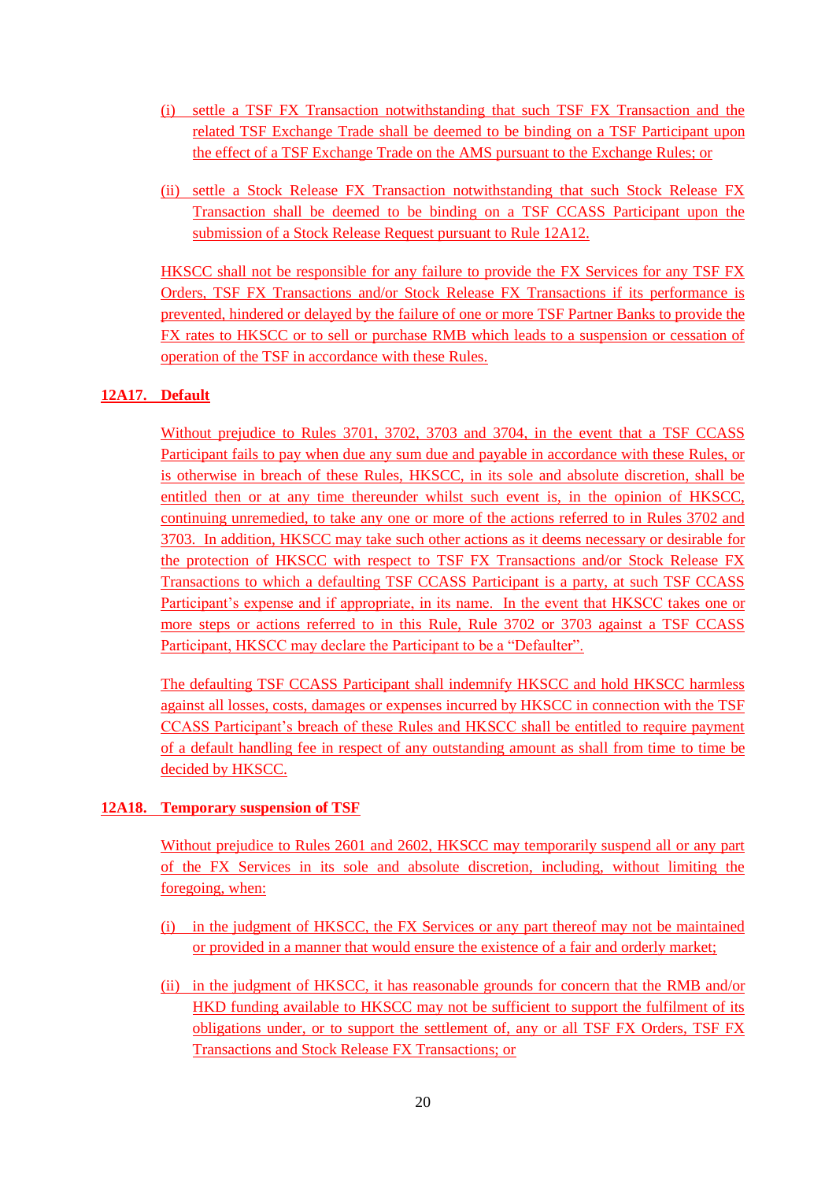(i) settle a TSF FX Transaction notwithstanding that such TSF FX Transaction and the related TSF Exchange Trade shall be deemed to be binding on a TSF Participant upon the effect of a TSF Exchange Trade on the AMS pursuant to the Exchange Rules; or

(ii) settle a Stock Release FX Transaction notwithstanding that such Stock Release FX Transaction shall be deemed to be binding on a TSF CCASS Participant upon the submission of a Stock Release Request pursuant to Rule 12A12.

HKSCC shall not be responsible for any failure to provide the FX Services for any TSF FX Orders, TSF FX Transactions and/or Stock Release FX Transactions if its performance is prevented, hindered or delayed by the failure of one or more TSF Partner Banks to provide the FX rates to HKSCC or to sell or purchase RMB which leads to a suspension or cessation of operation of the TSF in accordance with these Rules.

**12A17. Default**

Without prejudice to Rules 3701, 3702, 3703 and 3704, in the event that a TSF CCASS Participant fails to pay when due any sum due and payable in accordance with these Rules, or is otherwise in breach of these Rules, HKSCC, in its sole and absolute discretion, shall be entitled then or at any time thereunder whilst such event is, in the opinion of HKSCC, continuing unremedied, to take any one or more of the actions referred to in Rules 3702 and 3703. In addition, HKSCC may take such other actions as it deems necessary or desirable for the protection of HKSCC with respect to TSF FX Transactions and/or Stock Release FX Transactions to which a defaulting TSF CCASS Participant is a party, at such TSF CCASS Participant's expense and if appropriate, in its name. In the event that HKSCC takes one or more steps or actions referred to in this Rule, Rule 3702 or 3703 against a TSF CCASS Participant, HKSCC may declare the Participant to be a "Defaulter".

The defaulting TSF CCASS Participant shall indemnify HKSCC and hold HKSCC harmless against all losses, costs, damages or expenses incurred by HKSCC in connection with the TSF CCASS Participant's breach of these Rules and HKSCC shall be entitled to require payment of a default handling fee in respect of any outstanding amount as shall from time to time be decided by HKSCC.

**12A18. Temporary suspension of TSF**

Without prejudice to Rules 2601 and 2602, HKSCC may temporarily suspend all or any part of the FX Services in its sole and absolute discretion, including, without limiting the foregoing, when:

(i) in the judgment of HKSCC, the FX Services or any part thereof may not be maintained or provided in a manner that would ensure the existence of a fair and orderly market;

(ii) in the judgment of HKSCC, it has reasonable grounds for concern that the RMB and/or HKD funding available to HKSCC may not be sufficient to support the fulfilment of its obligations under, or to support the settlement of, any or all TSF FX Orders, TSF FX Transactions and Stock Release FX Transactions; or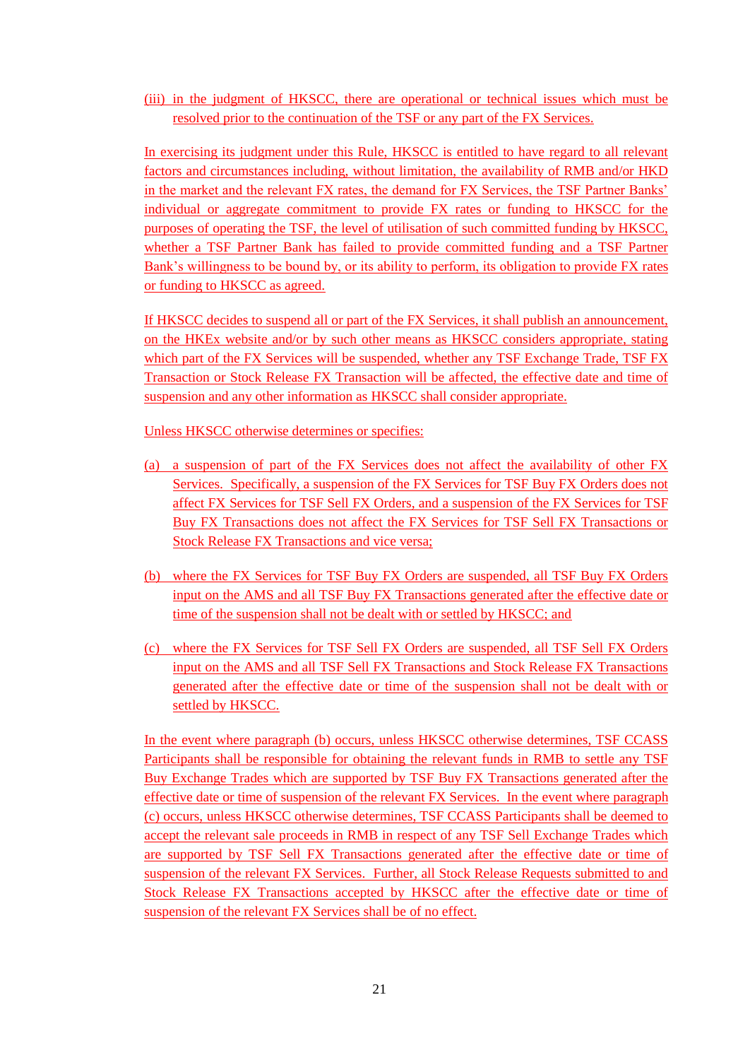(iii) in the judgment of HKSCC, there are operational or technical issues which must be resolved prior to the continuation of the TSF or any part of the FX Services.

In exercising its judgment under this Rule, HKSCC is entitled to have regard to all relevant factors and circumstances including, without limitation, the availability of RMB and/or HKD in the market and the relevant FX rates, the demand for FX Services, the TSF Partner Banks' individual or aggregate commitment to provide FX rates or funding to HKSCC for the purposes of operating the TSF, the level of utilisation of such committed funding by HKSCC, whether a TSF Partner Bank has failed to provide committed funding and a TSF Partner Bank's willingness to be bound by, or its ability to perform, its obligation to provide FX rates or funding to HKSCC as agreed.

If HKSCC decides to suspend all or part of the FX Services, it shall publish an announcement, on the HKEx website and/or by such other means as HKSCC considers appropriate, stating which part of the FX Services will be suspended, whether any TSF Exchange Trade, TSF FX Transaction or Stock Release FX Transaction will be affected, the effective date and time of suspension and any other information as HKSCC shall consider appropriate.

Unless HKSCC otherwise determines or specifies:

(a) a suspension of part of the FX Services does not affect the availability of other FX Services. Specifically, a suspension of the FX Services for TSF Buy FX Orders does not affect FX Services for TSF Sell FX Orders, and a suspension of the FX Services for TSF Buy FX Transactions does not affect the FX Services for TSF Sell FX Transactions or Stock Release FX Transactions and vice versa;

(b) where the FX Services for TSF Buy FX Orders are suspended, all TSF Buy FX Orders input on the AMS and all TSF Buy FX Transactions generated after the effective date or time of the suspension shall not be dealt with or settled by HKSCC; and

(c) where the FX Services for TSF Sell FX Orders are suspended, all TSF Sell FX Orders input on the AMS and all TSF Sell FX Transactions and Stock Release FX Transactions generated after the effective date or time of the suspension shall not be dealt with or settled by HKSCC.

In the event where paragraph (b) occurs, unless HKSCC otherwise determines, TSF CCASS Participants shall be responsible for obtaining the relevant funds in RMB to settle any TSF Buy Exchange Trades which are supported by TSF Buy FX Transactions generated after the effective date or time of suspension of the relevant FX Services. In the event where paragraph (c) occurs, unless HKSCC otherwise determines, TSF CCASS Participants shall be deemed to accept the relevant sale proceeds in RMB in respect of any TSF Sell Exchange Trades which are supported by TSF Sell FX Transactions generated after the effective date or time of suspension of the relevant FX Services. Further, all Stock Release Requests submitted to and Stock Release FX Transactions accepted by HKSCC after the effective date or time of suspension of the relevant FX Services shall be of no effect.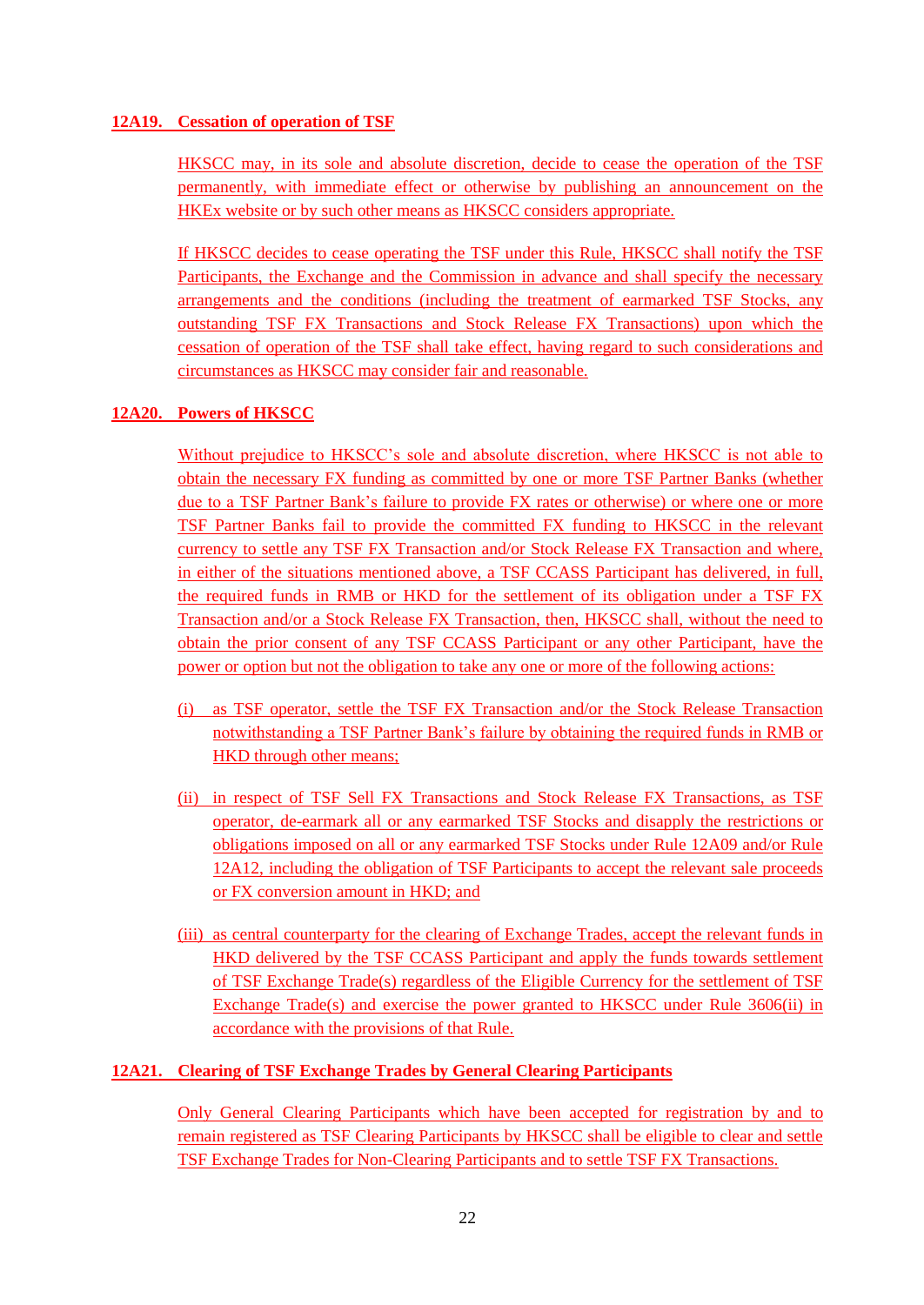### 12A19. Cessation of operation of TSF

HKSCC may, in its sole and absolute discretion, decide to cease the operation of the TSF permanently, with immediate effect or otherwise by publishing an announcement on the HKEx website or by such other means as HKSCC considers appropriate.

If HKSCC decides to cease operating the TSF under this Rule, HKSCC shall notify the TSF Participants, the Exchange and the Commission in advance and shall specify the necessary arrangements and the conditions (including the treatment of earmarked TSF Stocks, any outstanding TSF FX Transactions and Stock Release FX Transactions) upon which the cessation of operation of the TSF shall take effect, having regard to such considerations and circumstances as HKSCC may consider fair and reasonable.

### 12A20. Powers of HKSCC

Without prejudice to HKSCC's sole and absolute discretion, where HKSCC is not able to obtain the necessary FX funding as committed by one or more TSF Partner Banks (whether due to a TSF Partner Bank's failure to provide FX rates or otherwise) or where one or more TSF Partner Banks fail to provide the committed FX funding to HKSCC in the relevant currency to settle any TSF FX Transaction and/or Stock Release FX Transaction and where, in either of the situations mentioned above, a TSF CCASS Participant has delivered, in full, the required funds in RMB or HKD for the settlement of its obligation under a TSF FX Transaction and/or a Stock Release FX Transaction, then, HKSCC shall, without the need to obtain the prior consent of any TSF CCASS Participant or any other Participant, have the power or option but not the obligation to take any one or more of the following actions:

(i) as TSF operator, settle the TSF FX Transaction and/or the Stock Release Transaction notwithstanding a TSF Partner Bank's failure by obtaining the required funds in RMB or HKD through other means;

(ii) in respect of TSF Sell FX Transactions and Stock Release FX Transactions, as TSF operator, de-earmark all or any earmarked TSF Stocks and disapply the restrictions or obligations imposed on all or any earmarked TSF Stocks under Rule 12A09 and/or Rule 12A12, including the obligation of TSF Participants to accept the relevant sale proceeds or FX conversion amount in HKD; and

(iii) as central counterparty for the clearing of Exchange Trades, accept the relevant funds in HKD delivered by the TSF CCASS Participant and apply the funds towards settlement of TSF Exchange Trade(s) regardless of the Eligible Currency for the settlement of TSF Exchange Trade(s) and exercise the power granted to HKSCC under Rule 3606(ii) in accordance with the provisions of that Rule.

### 12A21. Clearing of TSF Exchange Trades by General Clearing Participants

Only General Clearing Participants which have been accepted for registration by and to remain registered as TSF Clearing Participants by HKSCC shall be eligible to clear and settle TSF Exchange Trades for Non-Clearing Participants and to settle TSF FX Transactions.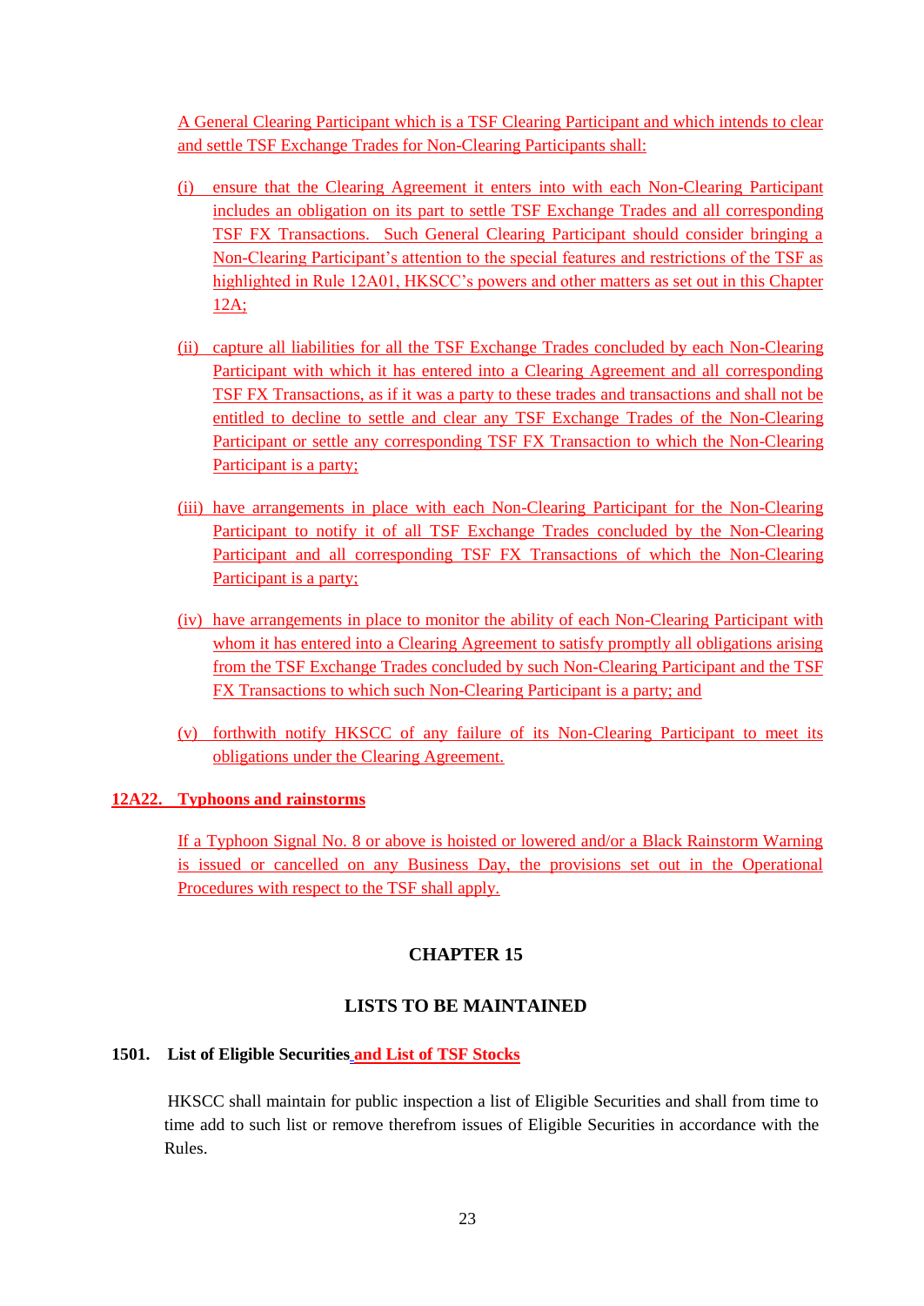A General Clearing Participant which is a TSF Clearing Participant and which intends to clear and settle TSF Exchange Trades for Non-Clearing Participants shall:

(i) ensure that the Clearing Agreement it enters into with each Non-Clearing Participant includes an obligation on its part to settle TSF Exchange Trades and all corresponding TSF FX Transactions. Such General Clearing Participant should consider bringing a Non-Clearing Participant's attention to the special features and restrictions of the TSF as highlighted in Rule 12A01, HKSCC's powers and other matters as set out in this Chapter 12A;

(ii) capture all liabilities for all the TSF Exchange Trades concluded by each Non-Clearing Participant with which it has entered into a Clearing Agreement and all corresponding TSF FX Transactions, as if it was a party to these trades and transactions and shall not be entitled to decline to settle and clear any TSF Exchange Trades of the Non-Clearing Participant or settle any corresponding TSF FX Transaction to which the Non-Clearing Participant is a party;

(iii) have arrangements in place with each Non-Clearing Participant for the Non-Clearing Participant to notify it of all TSF Exchange Trades concluded by the Non-Clearing Participant and all corresponding TSF FX Transactions of which the Non-Clearing Participant is a party;

(iv) have arrangements in place to monitor the ability of each Non-Clearing Participant with whom it has entered into a Clearing Agreement to satisfy promptly all obligations arising from the TSF Exchange Trades concluded by such Non-Clearing Participant and the TSF FX Transactions to which such Non-Clearing Participant is a party; and

(v) forthwith notify HKSCC of any failure of its Non-Clearing Participant to meet its obligations under the Clearing Agreement.

**12A22. Typhoons and rainstorms**

If a Typhoon Signal No. 8 or above is hoisted or lowered and/or a Black Rainstorm Warning is issued or cancelled on any Business Day, the provisions set out in the Operational Procedures with respect to the TSF shall apply.

## CHAPTER 15

## LISTS TO BE MAINTAINED

**1501. List of Eligible Securities and List of TSF Stocks**

HKSCC shall maintain for public inspection a list of Eligible Securities and shall from time to time add to such list or remove therefrom issues of Eligible Securities in accordance with the Rules.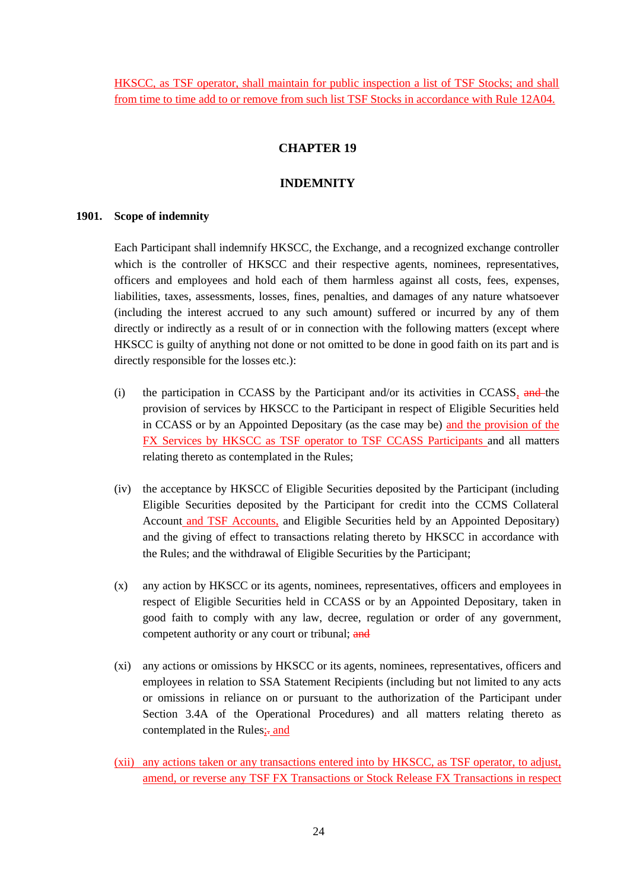HKSCC, as TSF operator, shall maintain for public inspection a list of TSF Stocks; and shall from time to time add to or remove from such list TSF Stocks in accordance with Rule 12A04.

## CHAPTER 19

## INDEMNITY

### 1901. Scope of indemnity

Each Participant shall indemnify HKSCC, the Exchange, and a recognized exchange controller which is the controller of HKSCC and their respective agents, nominees, representatives, officers and employees and hold each of them harmless against all costs, fees, expenses, liabilities, taxes, assessments, losses, fines, penalties, and damages of any nature whatsoever (including the interest accrued to any such amount) suffered or incurred by any of them directly or indirectly as a result of or in connection with the following matters (except where HKSCC is guilty of anything not done or not omitted to be done in good faith on its part and is directly responsible for the losses etc.):

(i) the participation in CCASS by the Participant and/or its activities in CCASS, ~~and~~ the provision of services by HKSCC to the Participant in respect of Eligible Securities held in CCASS or by an Appointed Depositary (as the case may be) and the provision of the FX Services by HKSCC as TSF operator to TSF CCASS Participants and all matters relating thereto as contemplated in the Rules;

(iv) the acceptance by HKSCC of Eligible Securities deposited by the Participant (including Eligible Securities deposited by the Participant for credit into the CCMS Collateral Account and TSF Accounts, and Eligible Securities held by an Appointed Depositary) and the giving of effect to transactions relating thereto by HKSCC in accordance with the Rules; and the withdrawal of Eligible Securities by the Participant;

(x) any action by HKSCC or its agents, nominees, representatives, officers and employees in respect of Eligible Securities held in CCASS or by an Appointed Depositary, taken in good faith to comply with any law, decree, regulation or order of any government, competent authority or any court or tribunal; ~~and~~

(xi) any actions or omissions by HKSCC or its agents, nominees, representatives, officers and employees in relation to SSA Statement Recipients (including but not limited to any acts or omissions in reliance on or pursuant to the authorization of the Participant under Section 3.4A of the Operational Procedures) and all matters relating thereto as contemplated in the Rules;~~.~~ and

(xii) any actions taken or any transactions entered into by HKSCC, as TSF operator, to adjust, amend, or reverse any TSF FX Transactions or Stock Release FX Transactions in respect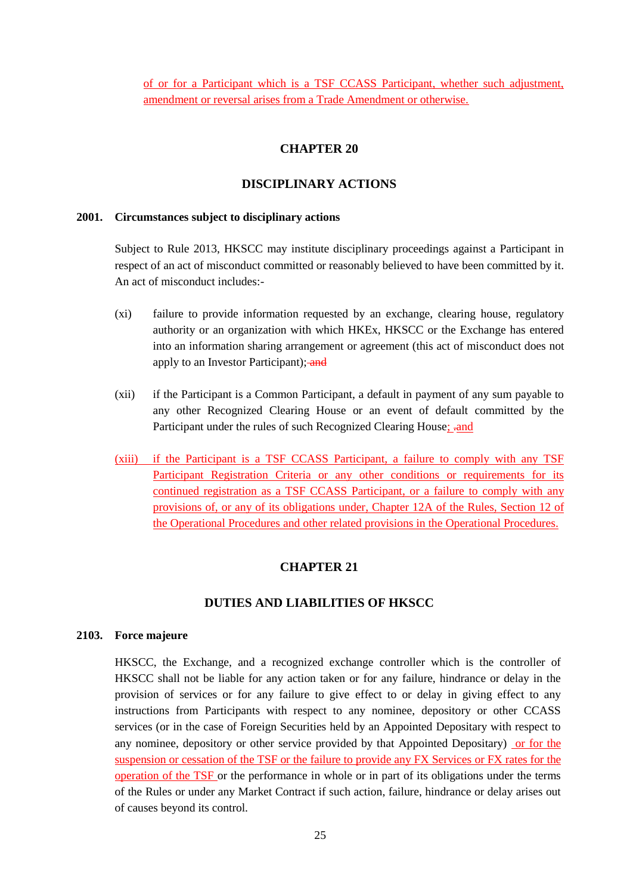of or for a Participant which is a TSF CCASS Participant, whether such adjustment, amendment or reversal arises from a Trade Amendment or otherwise.

## CHAPTER 20

## DISCIPLINARY ACTIONS

### 2001. Circumstances subject to disciplinary actions

Subject to Rule 2013, HKSCC may institute disciplinary proceedings against a Participant in respect of an act of misconduct committed or reasonably believed to have been committed by it. An act of misconduct includes:-

(xi) failure to provide information requested by an exchange, clearing house, regulatory authority or an organization with which HKEx, HKSCC or the Exchange has entered into an information sharing arrangement or agreement (this act of misconduct does not apply to an Investor Participant); and

(xii) if the Participant is a Common Participant, a default in payment of any sum payable to any other Recognized Clearing House or an event of default committed by the Participant under the rules of such Recognized Clearing House; .and

(xiii) if the Participant is a TSF CCASS Participant, a failure to comply with any TSF Participant Registration Criteria or any other conditions or requirements for its continued registration as a TSF CCASS Participant, or a failure to comply with any provisions of, or any of its obligations under, Chapter 12A of the Rules, Section 12 of the Operational Procedures and other related provisions in the Operational Procedures.

## CHAPTER 21

## DUTIES AND LIABILITIES OF HKSCC

### 2103. Force majeure

HKSCC, the Exchange, and a recognized exchange controller which is the controller of HKSCC shall not be liable for any action taken or for any failure, hindrance or delay in the provision of services or for any failure to give effect to or delay in giving effect to any instructions from Participants with respect to any nominee, depository or other CCASS services (or in the case of Foreign Securities held by an Appointed Depositary with respect to any nominee, depository or other service provided by that Appointed Depositary) or for the suspension or cessation of the TSF or the failure to provide any FX Services or FX rates for the operation of the TSF or the performance in whole or in part of its obligations under the terms of the Rules or under any Market Contract if such action, failure, hindrance or delay arises out of causes beyond its control.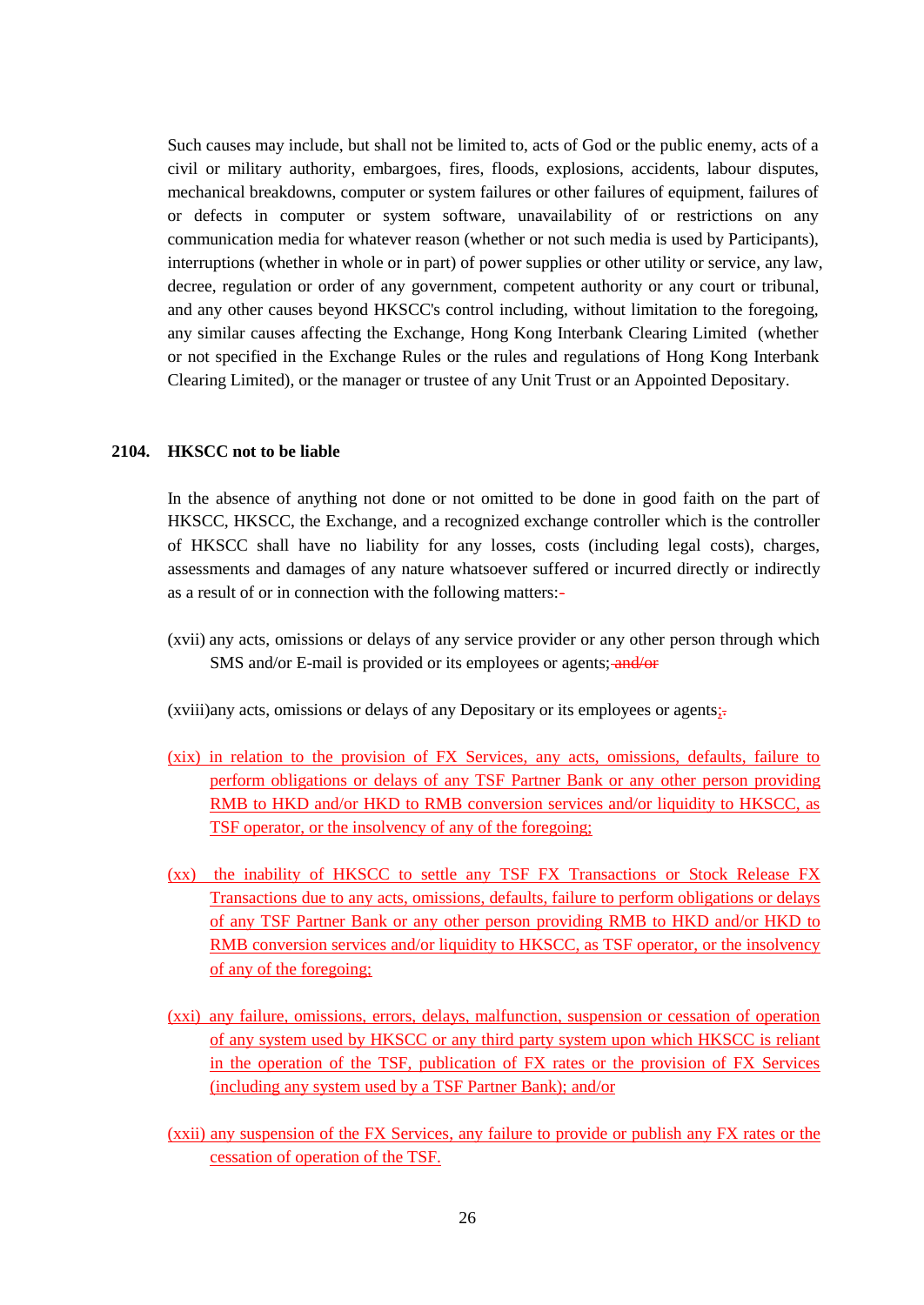Such causes may include, but shall not be limited to, acts of God or the public enemy, acts of a civil or military authority, embargoes, fires, floods, explosions, accidents, labour disputes, mechanical breakdowns, computer or system failures or other failures of equipment, failures of or defects in computer or system software, unavailability of or restrictions on any communication media for whatever reason (whether or not such media is used by Participants), interruptions (whether in whole or in part) of power supplies or other utility or service, any law, decree, regulation or order of any government, competent authority or any court or tribunal, and any other causes beyond HKSCC's control including, without limitation to the foregoing, any similar causes affecting the Exchange, Hong Kong Interbank Clearing Limited (whether or not specified in the Exchange Rules or the rules and regulations of Hong Kong Interbank Clearing Limited), or the manager or trustee of any Unit Trust or an Appointed Depositary.

**2104. HKSCC not to be liable**

In the absence of anything not done or not omitted to be done in good faith on the part of HKSCC, HKSCC, the Exchange, and a recognized exchange controller which is the controller of HKSCC shall have no liability for any losses, costs (including legal costs), charges, assessments and damages of any nature whatsoever suffered or incurred directly or indirectly as a result of or in connection with the following matters:~~-~~

(xvii) any acts, omissions or delays of any service provider or any other person through which SMS and/or E-mail is provided or its employees or agents; ~~and/or~~

(xviii) any acts, omissions or delays of any Depositary or its employees or agents;~~.~~

(xix) in relation to the provision of FX Services, any acts, omissions, defaults, failure to perform obligations or delays of any TSF Partner Bank or any other person providing RMB to HKD and/or HKD to RMB conversion services and/or liquidity to HKSCC, as TSF operator, or the insolvency of any of the foregoing;

(xx) the inability of HKSCC to settle any TSF FX Transactions or Stock Release FX Transactions due to any acts, omissions, defaults, failure to perform obligations or delays of any TSF Partner Bank or any other person providing RMB to HKD and/or HKD to RMB conversion services and/or liquidity to HKSCC, as TSF operator, or the insolvency of any of the foregoing;

(xxi) any failure, omissions, errors, delays, malfunction, suspension or cessation of operation of any system used by HKSCC or any third party system upon which HKSCC is reliant in the operation of the TSF, publication of FX rates or the provision of FX Services (including any system used by a TSF Partner Bank); and/or

(xxii) any suspension of the FX Services, any failure to provide or publish any FX rates or the cessation of operation of the TSF.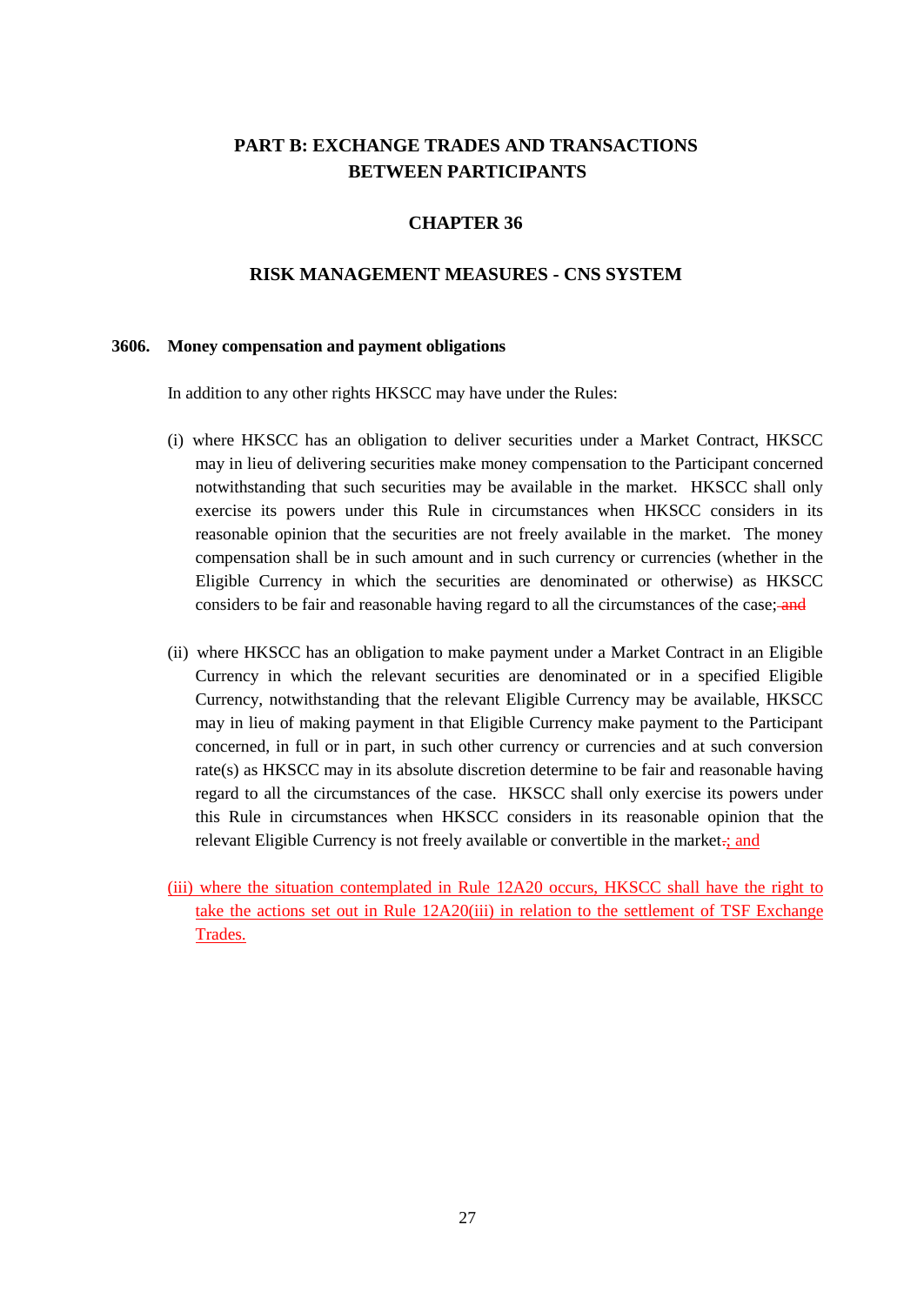# PART B: EXCHANGE TRADES AND TRANSACTIONS BETWEEN PARTICIPANTS

## CHAPTER 36

## RISK MANAGEMENT MEASURES - CNS SYSTEM

### 3606. Money compensation and payment obligations

In addition to any other rights HKSCC may have under the Rules:

(i) where HKSCC has an obligation to deliver securities under a Market Contract, HKSCC may in lieu of delivering securities make money compensation to the Participant concerned notwithstanding that such securities may be available in the market. HKSCC shall only exercise its powers under this Rule in circumstances when HKSCC considers in its reasonable opinion that the securities are not freely available in the market. The money compensation shall be in such amount and in such currency or currencies (whether in the Eligible Currency in which the securities are denominated or otherwise) as HKSCC considers to be fair and reasonable having regard to all the circumstances of the case; ~~and~~

(ii) where HKSCC has an obligation to make payment under a Market Contract in an Eligible Currency in which the relevant securities are denominated or in a specified Eligible Currency, notwithstanding that the relevant Eligible Currency may be available, HKSCC may in lieu of making payment in that Eligible Currency make payment to the Participant concerned, in full or in part, in such other currency or currencies and at such conversion rate(s) as HKSCC may in its absolute discretion determine to be fair and reasonable having regard to all the circumstances of the case. HKSCC shall only exercise its powers under this Rule in circumstances when HKSCC considers in its reasonable opinion that the relevant Eligible Currency is not freely available or convertible in the market~~.~~; and

(iii) where the situation contemplated in Rule 12A20 occurs, HKSCC shall have the right to take the actions set out in Rule 12A20(iii) in relation to the settlement of TSF Exchange Trades.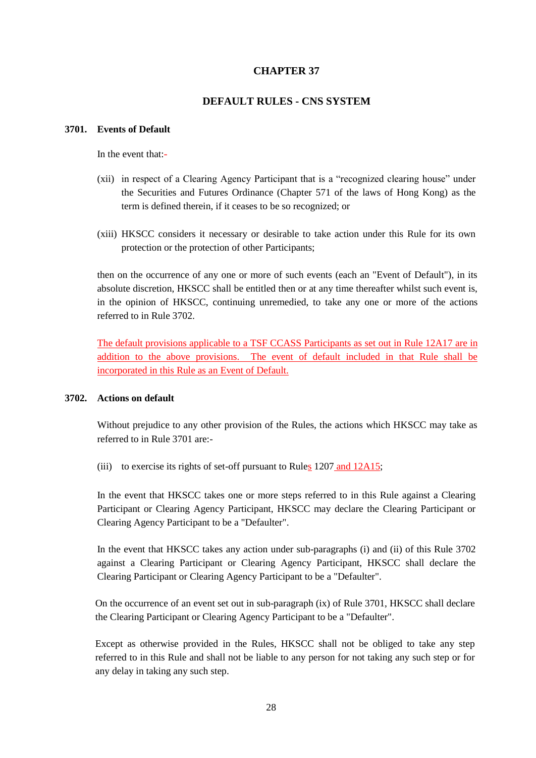# CHAPTER 37

## DEFAULT RULES - CNS SYSTEM

### 3701. Events of Default

In the event that:-

(xii) in respect of a Clearing Agency Participant that is a "recognized clearing house" under the Securities and Futures Ordinance (Chapter 571 of the laws of Hong Kong) as the term is defined therein, if it ceases to be so recognized; or

(xiii) HKSCC considers it necessary or desirable to take action under this Rule for its own protection or the protection of other Participants;

then on the occurrence of any one or more of such events (each an "Event of Default"), in its absolute discretion, HKSCC shall be entitled then or at any time thereafter whilst such event is, in the opinion of HKSCC, continuing unremedied, to take any one or more of the actions referred to in Rule 3702.

The default provisions applicable to a TSF CCASS Participants as set out in Rule 12A17 are in addition to the above provisions. The event of default included in that Rule shall be incorporated in this Rule as an Event of Default.

### 3702. Actions on default

Without prejudice to any other provision of the Rules, the actions which HKSCC may take as referred to in Rule 3701 are:-

(iii) to exercise its rights of set-off pursuant to Rules 1207 and 12A15;

In the event that HKSCC takes one or more steps referred to in this Rule against a Clearing Participant or Clearing Agency Participant, HKSCC may declare the Clearing Participant or Clearing Agency Participant to be a "Defaulter".

In the event that HKSCC takes any action under sub-paragraphs (i) and (ii) of this Rule 3702 against a Clearing Participant or Clearing Agency Participant, HKSCC shall declare the Clearing Participant or Clearing Agency Participant to be a "Defaulter".

On the occurrence of an event set out in sub-paragraph (ix) of Rule 3701, HKSCC shall declare the Clearing Participant or Clearing Agency Participant to be a "Defaulter".

Except as otherwise provided in the Rules, HKSCC shall not be obliged to take any step referred to in this Rule and shall not be liable to any person for not taking any such step or for any delay in taking any such step.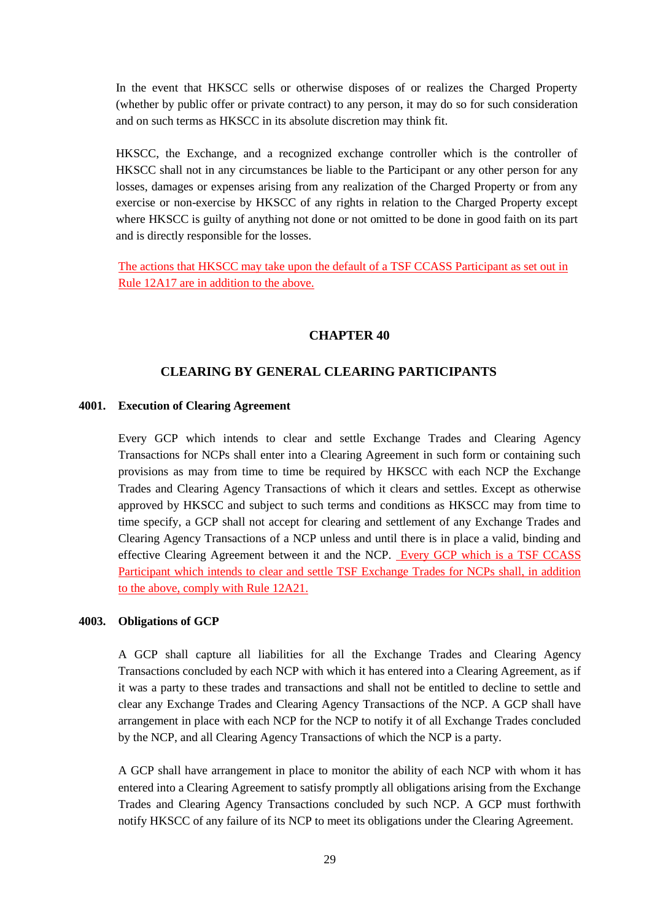In the event that HKSCC sells or otherwise disposes of or realizes the Charged Property (whether by public offer or private contract) to any person, it may do so for such consideration and on such terms as HKSCC in its absolute discretion may think fit.

HKSCC, the Exchange, and a recognized exchange controller which is the controller of HKSCC shall not in any circumstances be liable to the Participant or any other person for any losses, damages or expenses arising from any realization of the Charged Property or from any exercise or non-exercise by HKSCC of any rights in relation to the Charged Property except where HKSCC is guilty of anything not done or not omitted to be done in good faith on its part and is directly responsible for the losses.

The actions that HKSCC may take upon the default of a TSF CCASS Participant as set out in Rule 12A17 are in addition to the above.

## CHAPTER 40

## CLEARING BY GENERAL CLEARING PARTICIPANTS

**4001. Execution of Clearing Agreement**

Every GCP which intends to clear and settle Exchange Trades and Clearing Agency Transactions for NCPs shall enter into a Clearing Agreement in such form or containing such provisions as may from time to time be required by HKSCC with each NCP the Exchange Trades and Clearing Agency Transactions of which it clears and settles. Except as otherwise approved by HKSCC and subject to such terms and conditions as HKSCC may from time to time specify, a GCP shall not accept for clearing and settlement of any Exchange Trades and Clearing Agency Transactions of a NCP unless and until there is in place a valid, binding and effective Clearing Agreement between it and the NCP. Every GCP which is a TSF CCASS Participant which intends to clear and settle TSF Exchange Trades for NCPs shall, in addition to the above, comply with Rule 12A21.

**4003. Obligations of GCP**

A GCP shall capture all liabilities for all the Exchange Trades and Clearing Agency Transactions concluded by each NCP with which it has entered into a Clearing Agreement, as if it was a party to these trades and transactions and shall not be entitled to decline to settle and clear any Exchange Trades and Clearing Agency Transactions of the NCP. A GCP shall have arrangement in place with each NCP for the NCP to notify it of all Exchange Trades concluded by the NCP, and all Clearing Agency Transactions of which the NCP is a party.

A GCP shall have arrangement in place to monitor the ability of each NCP with whom it has entered into a Clearing Agreement to satisfy promptly all obligations arising from the Exchange Trades and Clearing Agency Transactions concluded by such NCP. A GCP must forthwith notify HKSCC of any failure of its NCP to meet its obligations under the Clearing Agreement.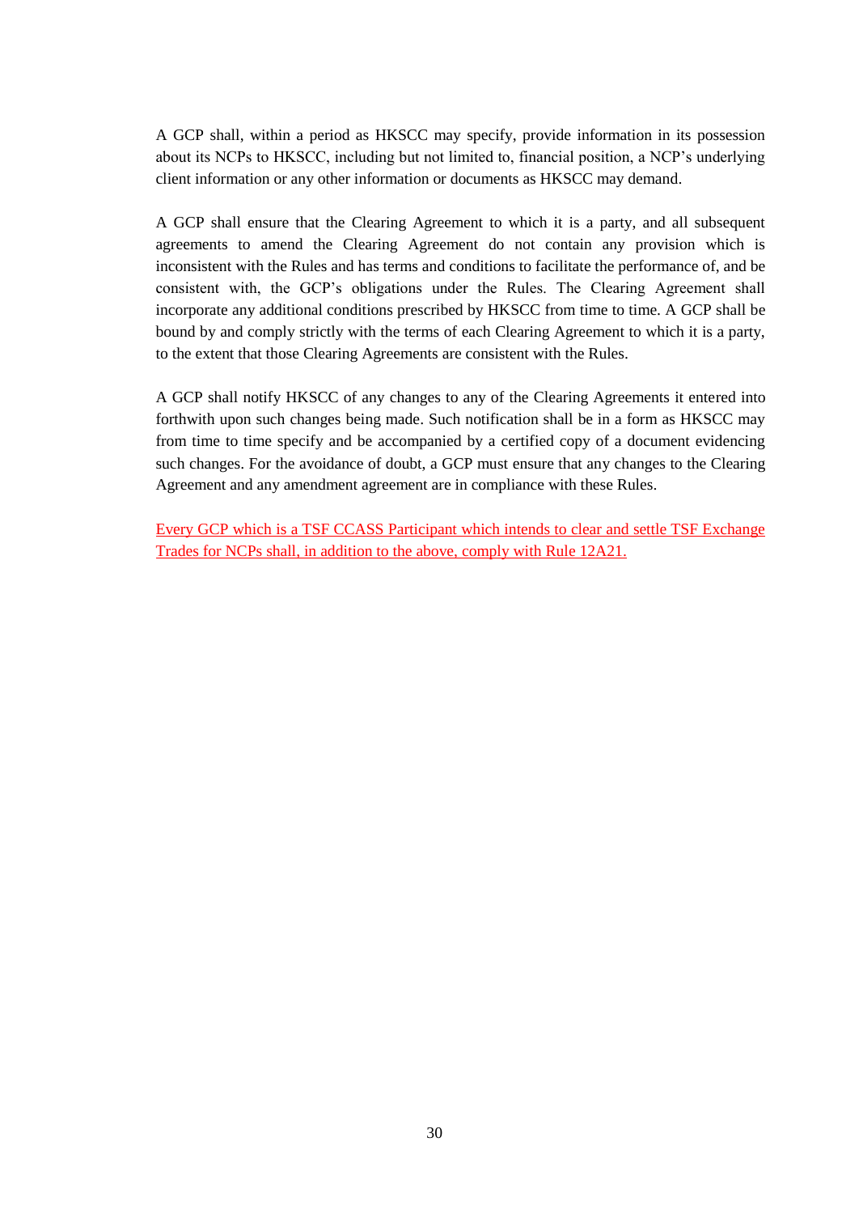A GCP shall, within a period as HKSCC may specify, provide information in its possession about its NCPs to HKSCC, including but not limited to, financial position, a NCP's underlying client information or any other information or documents as HKSCC may demand.

A GCP shall ensure that the Clearing Agreement to which it is a party, and all subsequent agreements to amend the Clearing Agreement do not contain any provision which is inconsistent with the Rules and has terms and conditions to facilitate the performance of, and be consistent with, the GCP's obligations under the Rules. The Clearing Agreement shall incorporate any additional conditions prescribed by HKSCC from time to time. A GCP shall be bound by and comply strictly with the terms of each Clearing Agreement to which it is a party, to the extent that those Clearing Agreements are consistent with the Rules.

A GCP shall notify HKSCC of any changes to any of the Clearing Agreements it entered into forthwith upon such changes being made. Such notification shall be in a form as HKSCC may from time to time specify and be accompanied by a certified copy of a document evidencing such changes. For the avoidance of doubt, a GCP must ensure that any changes to the Clearing Agreement and any amendment agreement are in compliance with these Rules.

<u>Every GCP which is a TSF CCASS Participant which intends to clear and settle TSF Exchange Trades for NCPs shall, in addition to the above, comply with Rule 12A21.</u>